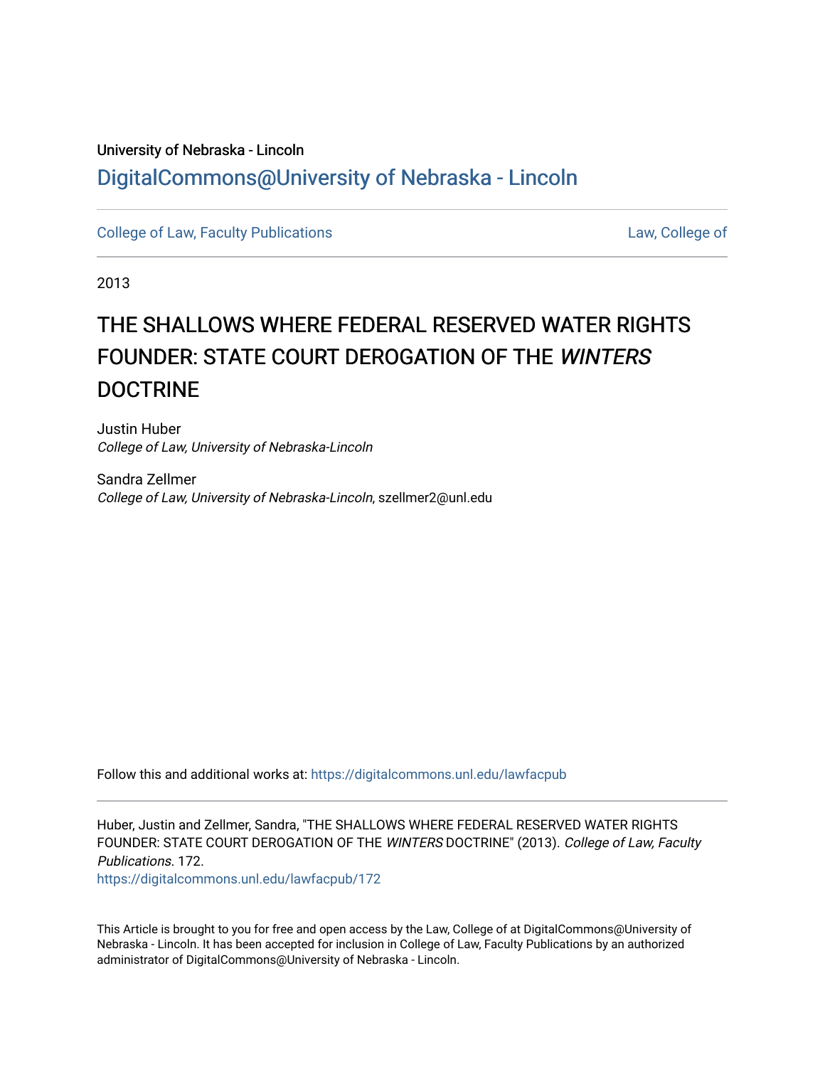University of Nebraska - Lincoln

DigitalCommons@University of Nebraska - Lincoln

College of Law, Faculty Publications | Law, College of

2013

# THE SHALLOWS WHERE FEDERAL RESERVED WATER RIGHTS FOUNDER: STATE COURT DEROGATION OF THE *WINTERS* DOCTRINE

Justin Huber
*College of Law, University of Nebraska-Lincoln*

Sandra Zellmer
*College of Law, University of Nebraska-Lincoln*, szellmer2@unl.edu

Follow this and additional works at: https://digitalcommons.unl.edu/lawfacpub

Huber, Justin and Zellmer, Sandra, "THE SHALLOWS WHERE FEDERAL RESERVED WATER RIGHTS FOUNDER: STATE COURT DEROGATION OF THE *WINTERS* DOCTRINE" (2013). *College of Law, Faculty Publications*. 172.
https://digitalcommons.unl.edu/lawfacpub/172

This Article is brought to you for free and open access by the Law, College of at DigitalCommons@University of Nebraska - Lincoln. It has been accepted for inclusion in College of Law, Faculty Publications by an authorized administrator of DigitalCommons@University of Nebraska - Lincoln.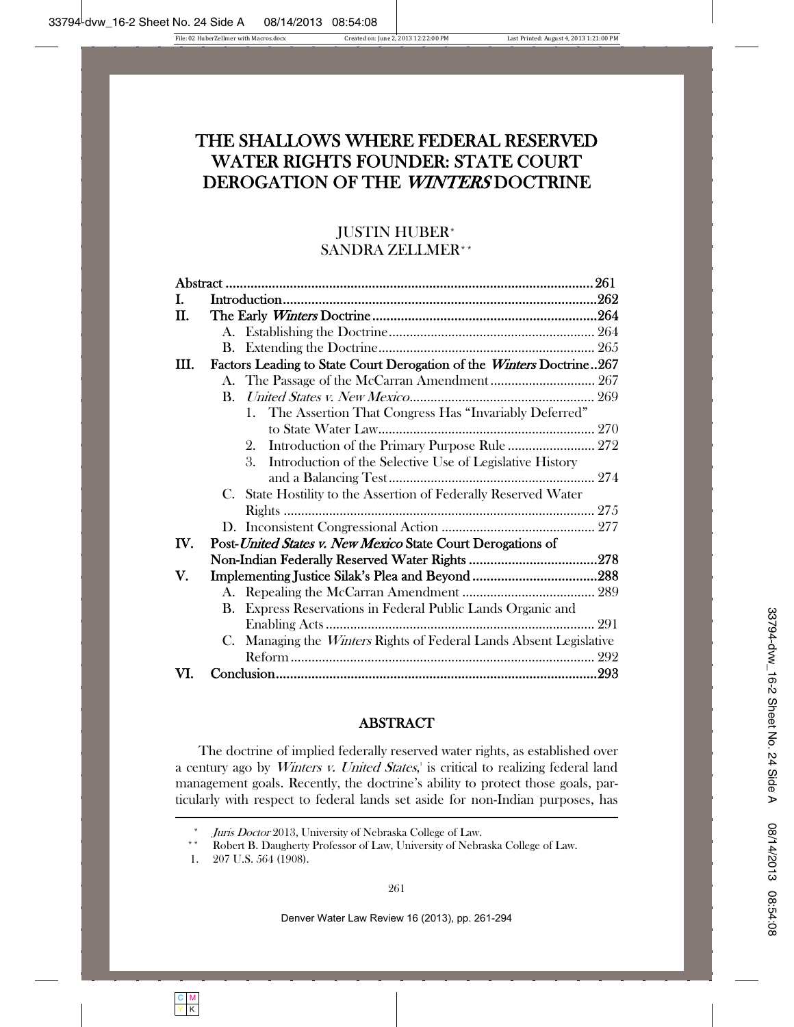# THE SHALLOWS WHERE FEDERAL RESERVED WATER RIGHTS FOUNDER: STATE COURT DEROGATION OF THE *WINTERS* DOCTRINE

JUSTIN HUBER*
SANDRA ZELLMER**

| | | |
|---|---|---|
| Abstract | | 261 |
| I. | Introduction | 262 |
| II. | The Early *Winters* Doctrine | 264 |
| | A. Establishing the Doctrine | 264 |
| | B. Extending the Doctrine | 265 |
| III. | Factors Leading to State Court Derogation of the *Winters* Doctrine | 267 |
| | A. The Passage of the McCarran Amendment | 267 |
| | B. *United States v. New Mexico* | 269 |
| | 1. The Assertion That Congress Has "Invariably Deferred" to State Water Law | 270 |
| | 2. Introduction of the Primary Purpose Rule | 272 |
| | 3. Introduction of the Selective Use of Legislative History and a Balancing Test | 274 |
| | C. State Hostility to the Assertion of Federally Reserved Water Rights | 275 |
| | D. Inconsistent Congressional Action | 277 |
| IV. | Post-*United States v. New Mexico* State Court Derogations of Non-Indian Federally Reserved Water Rights | 278 |
| V. | Implementing Justice Silak's Plea and Beyond | 288 |
| | A. Repealing the McCarran Amendment | 289 |
| | B. Express Reservations in Federal Public Lands Organic and Enabling Acts | 291 |
| | C. Managing the *Winters* Rights of Federal Lands Absent Legislative Reform | 292 |
| VI. | Conclusion | 293 |

## ABSTRACT

The doctrine of implied federally reserved water rights, as established over a century ago by *Winters v. United States*,[1] is critical to realizing federal land management goals. Recently, the doctrine's ability to protect those goals, particularly with respect to federal lands set aside for non-Indian purposes, has

---

\* *Juris Doctor* 2013, University of Nebraska College of Law.

\*\* Robert B. Daugherty Professor of Law, University of Nebraska College of Law.

1. 207 U.S. 564 (1908).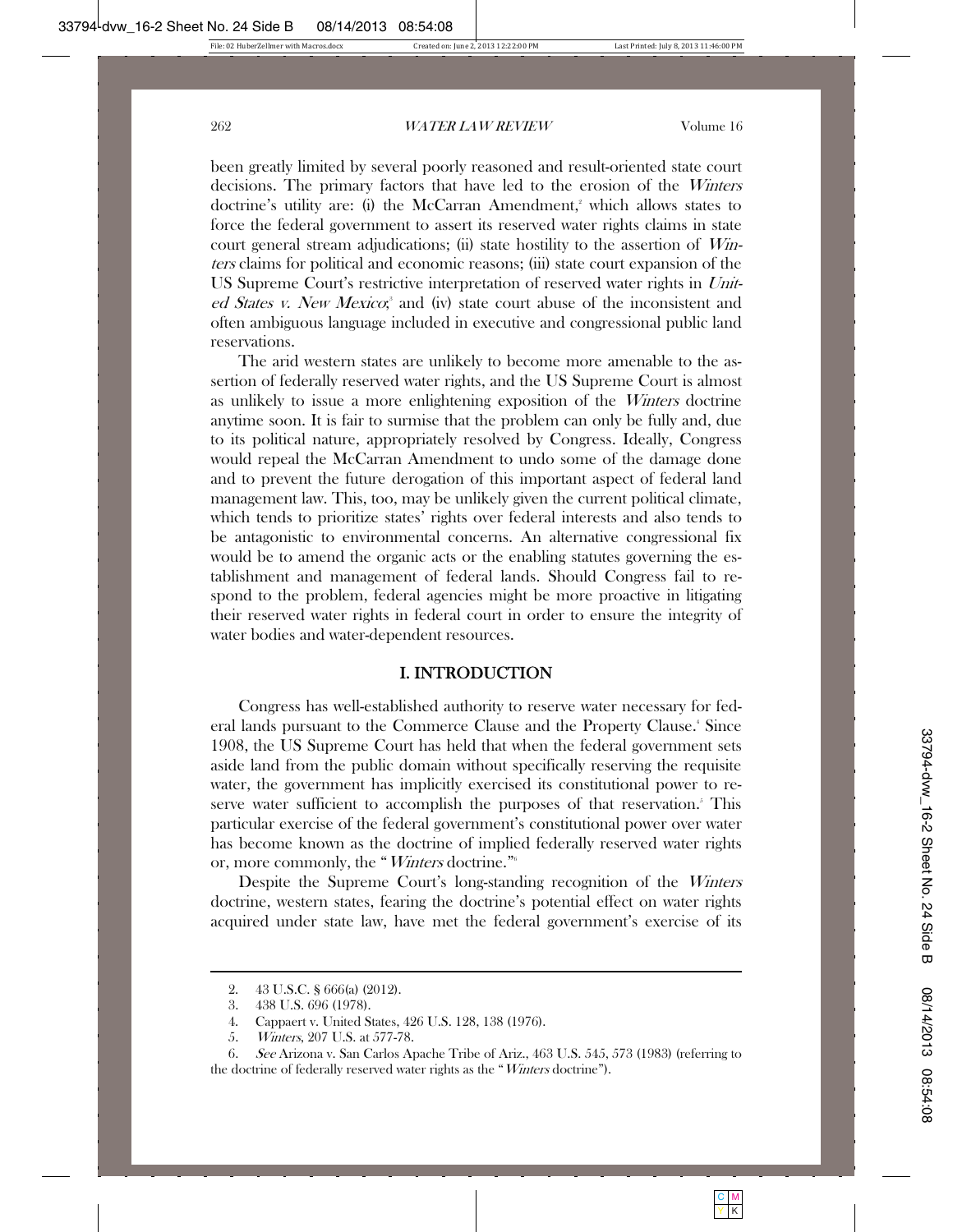been greatly limited by several poorly reasoned and result-oriented state court decisions. The primary factors that have led to the erosion of the *Winters* doctrine's utility are: (i) the McCarran Amendment,[2] which allows states to force the federal government to assert its reserved water rights claims in state court general stream adjudications; (ii) state hostility to the assertion of *Winters* claims for political and economic reasons; (iii) state court expansion of the US Supreme Court's restrictive interpretation of reserved water rights in *United States v. New Mexico*;[3] and (iv) state court abuse of the inconsistent and often ambiguous language included in executive and congressional public land reservations.

The arid western states are unlikely to become more amenable to the assertion of federally reserved water rights, and the US Supreme Court is almost as unlikely to issue a more enlightening exposition of the *Winters* doctrine anytime soon. It is fair to surmise that the problem can only be fully and, due to its political nature, appropriately resolved by Congress. Ideally, Congress would repeal the McCarran Amendment to undo some of the damage done and to prevent the future derogation of this important aspect of federal land management law. This, too, may be unlikely given the current political climate, which tends to prioritize states' rights over federal interests and also tends to be antagonistic to environmental concerns. An alternative congressional fix would be to amend the organic acts or the enabling statutes governing the establishment and management of federal lands. Should Congress fail to respond to the problem, federal agencies might be more proactive in litigating their reserved water rights in federal court in order to ensure the integrity of water bodies and water-dependent resources.

## I. INTRODUCTION

Congress has well-established authority to reserve water necessary for federal lands pursuant to the Commerce Clause and the Property Clause.[4] Since 1908, the US Supreme Court has held that when the federal government sets aside land from the public domain without specifically reserving the requisite water, the government has implicitly exercised its constitutional power to reserve water sufficient to accomplish the purposes of that reservation.[5] This particular exercise of the federal government's constitutional power over water has become known as the doctrine of implied federally reserved water rights or, more commonly, the "*Winters* doctrine."[6]

Despite the Supreme Court's long-standing recognition of the *Winters* doctrine, western states, fearing the doctrine's potential effect on water rights acquired under state law, have met the federal government's exercise of its

---

2. 43 U.S.C. § 666(a) (2012).

3. 438 U.S. 696 (1978).

4. Cappaert v. United States, 426 U.S. 128, 138 (1976).

5. *Winters*, 207 U.S. at 577-78.

6. *See* Arizona v. San Carlos Apache Tribe of Ariz., 463 U.S. 545, 573 (1983) (referring to the doctrine of federally reserved water rights as the "*Winters* doctrine").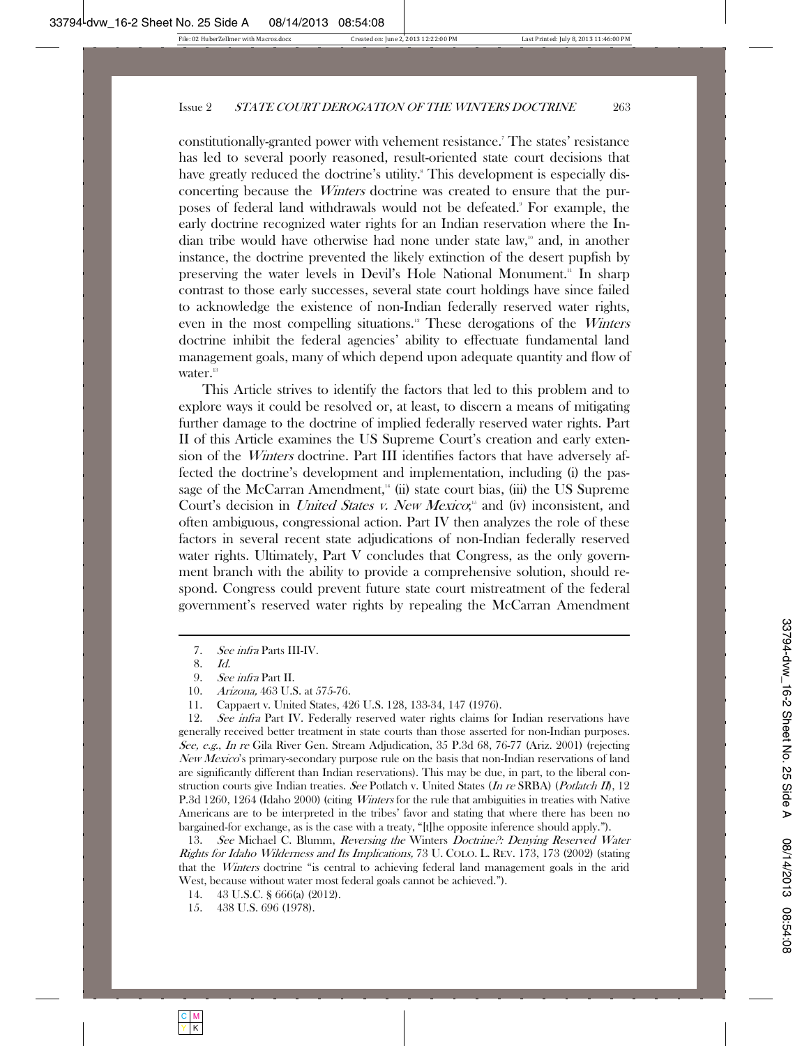constitutionally-granted power with vehement resistance.[7] The states' resistance has led to several poorly reasoned, result-oriented state court decisions that have greatly reduced the doctrine's utility.[8] This development is especially disconcerting because the *Winters* doctrine was created to ensure that the purposes of federal land withdrawals would not be defeated.[9] For example, the early doctrine recognized water rights for an Indian reservation where the Indian tribe would have otherwise had none under state law,[10] and, in another instance, the doctrine prevented the likely extinction of the desert pupfish by preserving the water levels in Devil's Hole National Monument.[11] In sharp contrast to those early successes, several state court holdings have since failed to acknowledge the existence of non-Indian federally reserved water rights, even in the most compelling situations.[12] These derogations of the *Winters* doctrine inhibit the federal agencies' ability to effectuate fundamental land management goals, many of which depend upon adequate quantity and flow of water.[13]

This Article strives to identify the factors that led to this problem and to explore ways it could be resolved or, at least, to discern a means of mitigating further damage to the doctrine of implied federally reserved water rights. Part II of this Article examines the US Supreme Court's creation and early extension of the *Winters* doctrine. Part III identifies factors that have adversely affected the doctrine's development and implementation, including (i) the passage of the McCarran Amendment,[14] (ii) state court bias, (iii) the US Supreme Court's decision in *United States v. New Mexico*;[15] and (iv) inconsistent, and often ambiguous, congressional action. Part IV then analyzes the role of these factors in several recent state adjudications of non-Indian federally reserved water rights. Ultimately, Part V concludes that Congress, as the only government branch with the ability to provide a comprehensive solution, should respond. Congress could prevent future state court mistreatment of the federal government's reserved water rights by repealing the McCarran Amendment

---

7. *See infra* Parts III-IV.

8. *Id.*

9. *See infra* Part II.

10. *Arizona,* 463 U.S. at 575-76.

11. Cappaert v. United States, 426 U.S. 128, 133-34, 147 (1976).

12. *See infra* Part IV. Federally reserved water rights claims for Indian reservations have generally received better treatment in state courts than those asserted for non-Indian purposes. *See, e.g.*, *In re* Gila River Gen. Stream Adjudication, 35 P.3d 68, 76-77 (Ariz. 2001) (rejecting *New Mexico*'s primary-secondary purpose rule on the basis that non-Indian reservations of land are significantly different than Indian reservations). This may be due, in part, to the liberal construction courts give Indian treaties. *See* Potlatch v. United States (*In re* SRBA) (*Potlatch II*), 12 P.3d 1260, 1264 (Idaho 2000) (citing *Winters* for the rule that ambiguities in treaties with Native Americans are to be interpreted in the tribes' favor and stating that where there has been no bargained-for exchange, as is the case with a treaty, "[t]he opposite inference should apply.").

13. *See* Michael C. Blumm, *Reversing the* Winters *Doctrine?: Denying Reserved Water Rights for Idaho Wilderness and Its Implications,* 73 U. COLO. L. REV. 173, 173 (2002) (stating that the *Winters* doctrine "is central to achieving federal land management goals in the arid West, because without water most federal goals cannot be achieved.").

14. 43 U.S.C. § 666(a) (2012).

15. 438 U.S. 696 (1978).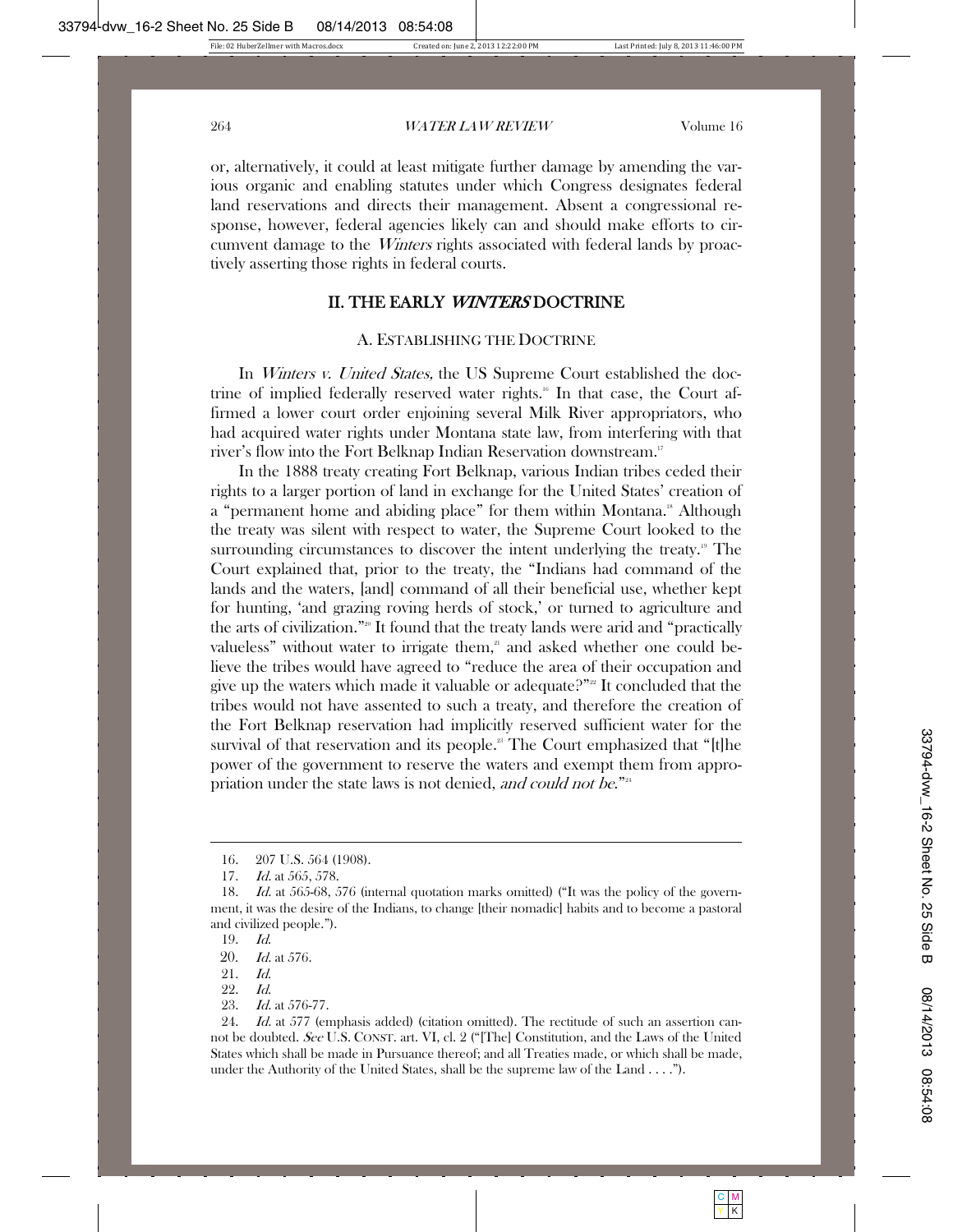or, alternatively, it could at least mitigate further damage by amending the various organic and enabling statutes under which Congress designates federal land reservations and directs their management. Absent a congressional response, however, federal agencies likely can and should make efforts to circumvent damage to the *Winters* rights associated with federal lands by proactively asserting those rights in federal courts.

## II. THE EARLY *WINTERS* DOCTRINE

### A. ESTABLISHING THE DOCTRINE

In *Winters v. United States,* the US Supreme Court established the doctrine of implied federally reserved water rights.[16] In that case, the Court affirmed a lower court order enjoining several Milk River appropriators, who had acquired water rights under Montana state law, from interfering with that river's flow into the Fort Belknap Indian Reservation downstream.[17]

In the 1888 treaty creating Fort Belknap, various Indian tribes ceded their rights to a larger portion of land in exchange for the United States' creation of a "permanent home and abiding place" for them within Montana.[18] Although the treaty was silent with respect to water, the Supreme Court looked to the surrounding circumstances to discover the intent underlying the treaty.[19] The Court explained that, prior to the treaty, the "Indians had command of the lands and the waters, [and] command of all their beneficial use, whether kept for hunting, 'and grazing roving herds of stock,' or turned to agriculture and the arts of civilization."[20] It found that the treaty lands were arid and "practically valueless" without water to irrigate them,[21] and asked whether one could believe the tribes would have agreed to "reduce the area of their occupation and give up the waters which made it valuable or adequate?"[22] It concluded that the tribes would not have assented to such a treaty, and therefore the creation of the Fort Belknap reservation had implicitly reserved sufficient water for the survival of that reservation and its people.[23] The Court emphasized that "[t]he power of the government to reserve the waters and exempt them from appropriation under the state laws is not denied, *and could not be*."[24]

---

16. 207 U.S. 564 (1908).

17. *Id.* at 565, 578.

18. *Id.* at 565-68, 576 (internal quotation marks omitted) ("It was the policy of the government, it was the desire of the Indians, to change [their nomadic] habits and to become a pastoral and civilized people.").

19. *Id.*

20. *Id.* at 576.

21. *Id.*

22. *Id.*

23. *Id.* at 576-77.

24. *Id.* at 577 (emphasis added) (citation omitted). The rectitude of such an assertion cannot be doubted. *See* U.S. CONST. art. VI, cl. 2 ("[The] Constitution, and the Laws of the United States which shall be made in Pursuance thereof; and all Treaties made, or which shall be made, under the Authority of the United States, shall be the supreme law of the Land . . . .").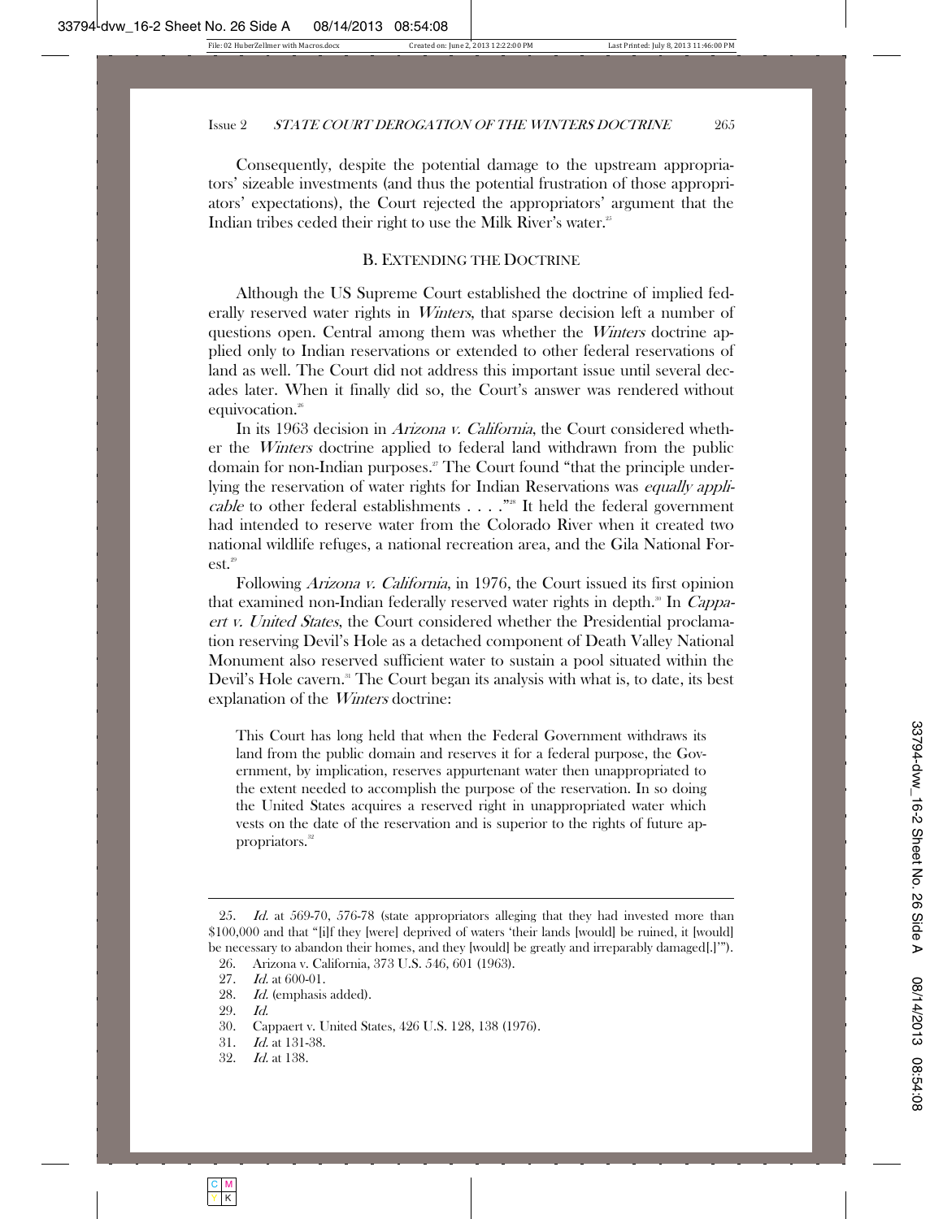Consequently, despite the potential damage to the upstream appropriators' sizeable investments (and thus the potential frustration of those appropriators' expectations), the Court rejected the appropriators' argument that the Indian tribes ceded their right to use the Milk River's water.[25]

## B. Extending the Doctrine

Although the US Supreme Court established the doctrine of implied federally reserved water rights in *Winters*, that sparse decision left a number of questions open. Central among them was whether the *Winters* doctrine applied only to Indian reservations or extended to other federal reservations of land as well. The Court did not address this important issue until several decades later. When it finally did so, the Court's answer was rendered without equivocation.[26]

In its 1963 decision in *Arizona v. California*, the Court considered whether the *Winters* doctrine applied to federal land withdrawn from the public domain for non-Indian purposes.[27] The Court found "that the principle underlying the reservation of water rights for Indian Reservations was *equally applicable* to other federal establishments . . . ."[28] It held the federal government had intended to reserve water from the Colorado River when it created two national wildlife refuges, a national recreation area, and the Gila National Forest.[29]

Following *Arizona v. California*, in 1976, the Court issued its first opinion that examined non-Indian federally reserved water rights in depth.[30] In *Cappaert v. United States*, the Court considered whether the Presidential proclamation reserving Devil's Hole as a detached component of Death Valley National Monument also reserved sufficient water to sustain a pool situated within the Devil's Hole cavern.[31] The Court began its analysis with what is, to date, its best explanation of the *Winters* doctrine:

> This Court has long held that when the Federal Government withdraws its land from the public domain and reserves it for a federal purpose, the Government, by implication, reserves appurtenant water then unappropriated to the extent needed to accomplish the purpose of the reservation. In so doing the United States acquires a reserved right in unappropriated water which vests on the date of the reservation and is superior to the rights of future appropriators.[32]

---

25. *Id.* at 569-70, 576-78 (state appropriators alleging that they had invested more than $100,000 and that "[i]f they [were] deprived of waters 'their lands [would] be ruined, it [would] be necessary to abandon their homes, and they [would] be greatly and irreparably damaged[.]'").

26. Arizona v. California, 373 U.S. 546, 601 (1963).

27. *Id.* at 600-01.

28. *Id.* (emphasis added).

29. *Id.*

30. Cappaert v. United States, 426 U.S. 128, 138 (1976).

31. *Id.* at 131-38.

32. *Id.* at 138.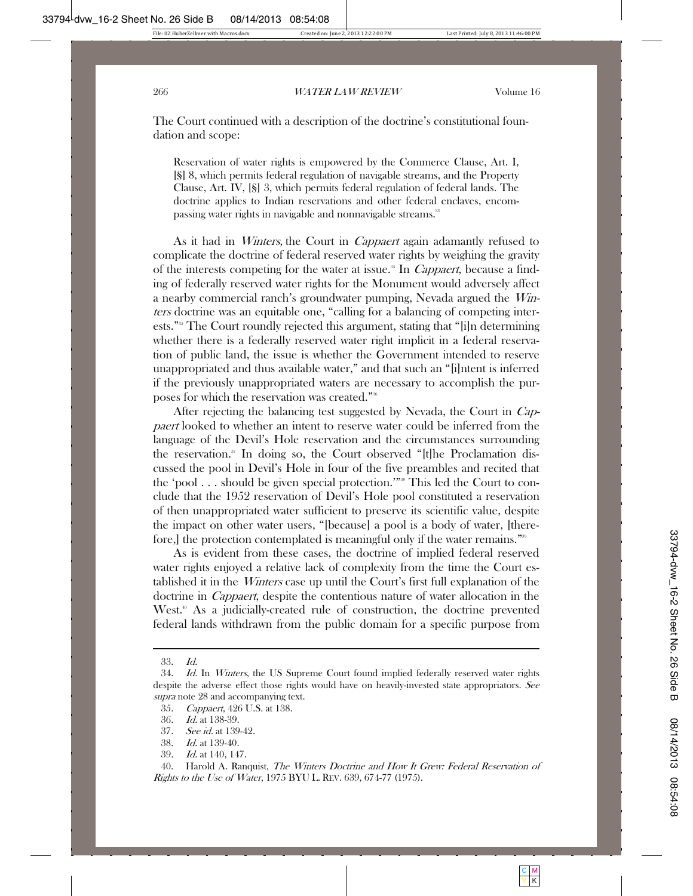The Court continued with a description of the doctrine's constitutional foundation and scope:

> Reservation of water rights is empowered by the Commerce Clause, Art. I, [§] 8, which permits federal regulation of navigable streams, and the Property Clause, Art. IV, [§] 3, which permits federal regulation of federal lands. The doctrine applies to Indian reservations and other federal enclaves, encompassing water rights in navigable and nonnavigable streams.[33]

As it had in *Winters*, the Court in *Cappaert* again adamantly refused to complicate the doctrine of federal reserved water rights by weighing the gravity of the interests competing for the water at issue.[34] In *Cappaert*, because a finding of federally reserved water rights for the Monument would adversely affect a nearby commercial ranch's groundwater pumping, Nevada argued the *Winters* doctrine was an equitable one, "calling for a balancing of competing interests."[35] The Court roundly rejected this argument, stating that "[i]n determining whether there is a federally reserved water right implicit in a federal reservation of public land, the issue is whether the Government intended to reserve unappropriated and thus available water," and that such an "[i]ntent is inferred if the previously unappropriated waters are necessary to accomplish the purposes for which the reservation was created."[36]

After rejecting the balancing test suggested by Nevada, the Court in *Cappaert* looked to whether an intent to reserve water could be inferred from the language of the Devil's Hole reservation and the circumstances surrounding the reservation.[37] In doing so, the Court observed "[t]he Proclamation discussed the pool in Devil's Hole in four of the five preambles and recited that the 'pool . . . should be given special protection.'"[38] This led the Court to conclude that the 1952 reservation of Devil's Hole pool constituted a reservation of then unappropriated water sufficient to preserve its scientific value, despite the impact on other water users, "[because] a pool is a body of water, [therefore,] the protection contemplated is meaningful only if the water remains."[39]

As is evident from these cases, the doctrine of implied federal reserved water rights enjoyed a relative lack of complexity from the time the Court established it in the *Winters* case up until the Court's first full explanation of the doctrine in *Cappaert*, despite the contentious nature of water allocation in the West.[40] As a judicially-created rule of construction, the doctrine prevented federal lands withdrawn from the public domain for a specific purpose from

---

33. *Id.*

34. *Id.* In *Winters*, the US Supreme Court found implied federally reserved water rights despite the adverse effect those rights would have on heavily-invested state appropriators. *See supra* note 28 and accompanying text.

35. *Cappaert*, 426 U.S. at 138.

36. *Id.* at 138-39.

37. *See id.* at 139-42.

38. *Id.* at 139-40.

39. *Id.* at 140, 147.

40. Harold A. Ranquist, *The Winters Doctrine and How It Grew: Federal Reservation of Rights to the Use of Water*, 1975 BYU L. REV. 639, 674-77 (1975).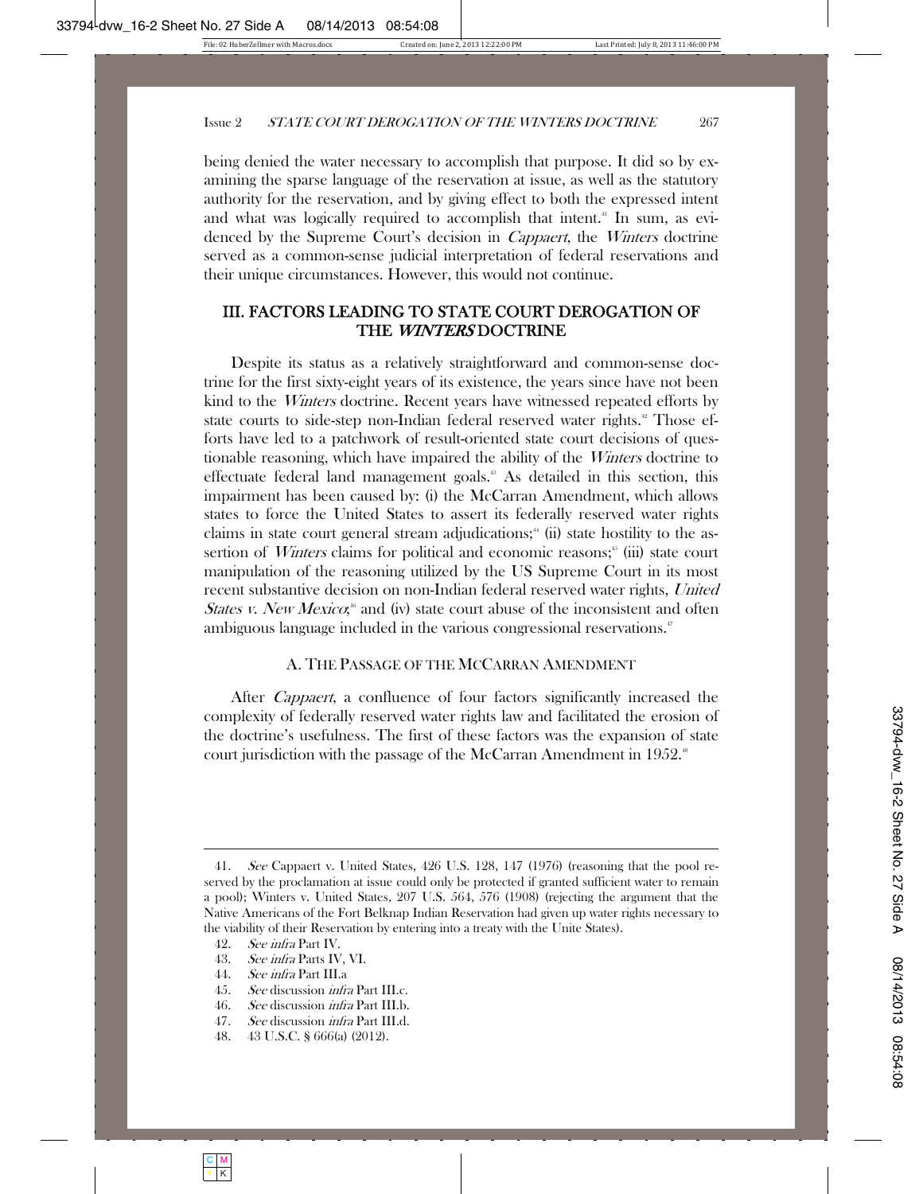being denied the water necessary to accomplish that purpose. It did so by examining the sparse language of the reservation at issue, as well as the statutory authority for the reservation, and by giving effect to both the expressed intent and what was logically required to accomplish that intent.[41] In sum, as evidenced by the Supreme Court's decision in *Cappaert*, the *Winters* doctrine served as a common-sense judicial interpretation of federal reservations and their unique circumstances. However, this would not continue.

## III. FACTORS LEADING TO STATE COURT DEROGATION OF THE *WINTERS* DOCTRINE

Despite its status as a relatively straightforward and common-sense doctrine for the first sixty-eight years of its existence, the years since have not been kind to the *Winters* doctrine. Recent years have witnessed repeated efforts by state courts to side-step non-Indian federal reserved water rights.[42] Those efforts have led to a patchwork of result-oriented state court decisions of questionable reasoning, which have impaired the ability of the *Winters* doctrine to effectuate federal land management goals.[43] As detailed in this section, this impairment has been caused by: (i) the McCarran Amendment, which allows states to force the United States to assert its federally reserved water rights claims in state court general stream adjudications;[44] (ii) state hostility to the assertion of *Winters* claims for political and economic reasons;[45] (iii) state court manipulation of the reasoning utilized by the US Supreme Court in its most recent substantive decision on non-Indian federal reserved water rights, *United States v. New Mexico*;[46] and (iv) state court abuse of the inconsistent and often ambiguous language included in the various congressional reservations.[47]

### A. THE PASSAGE OF THE MCCARRAN AMENDMENT

After *Cappaert*, a confluence of four factors significantly increased the complexity of federally reserved water rights law and facilitated the erosion of the doctrine's usefulness. The first of these factors was the expansion of state court jurisdiction with the passage of the McCarran Amendment in 1952.[48]

---

41. *See* Cappaert v. United States, 426 U.S. 128, 147 (1976) (reasoning that the pool reserved by the proclamation at issue could only be protected if granted sufficient water to remain a pool); Winters v. United States, 207 U.S. 564, 576 (1908) (rejecting the argument that the Native Americans of the Fort Belknap Indian Reservation had given up water rights necessary to the viability of their Reservation by entering into a treaty with the Unite States).

42. *See infra* Part IV.

43. *See infra* Parts IV, VI.

44. *See infra* Part III.a

45. *See* discussion *infra* Part III.c.

46. *See* discussion *infra* Part III.b.

47. *See* discussion *infra* Part III.d.

48. 43 U.S.C. § 666(a) (2012).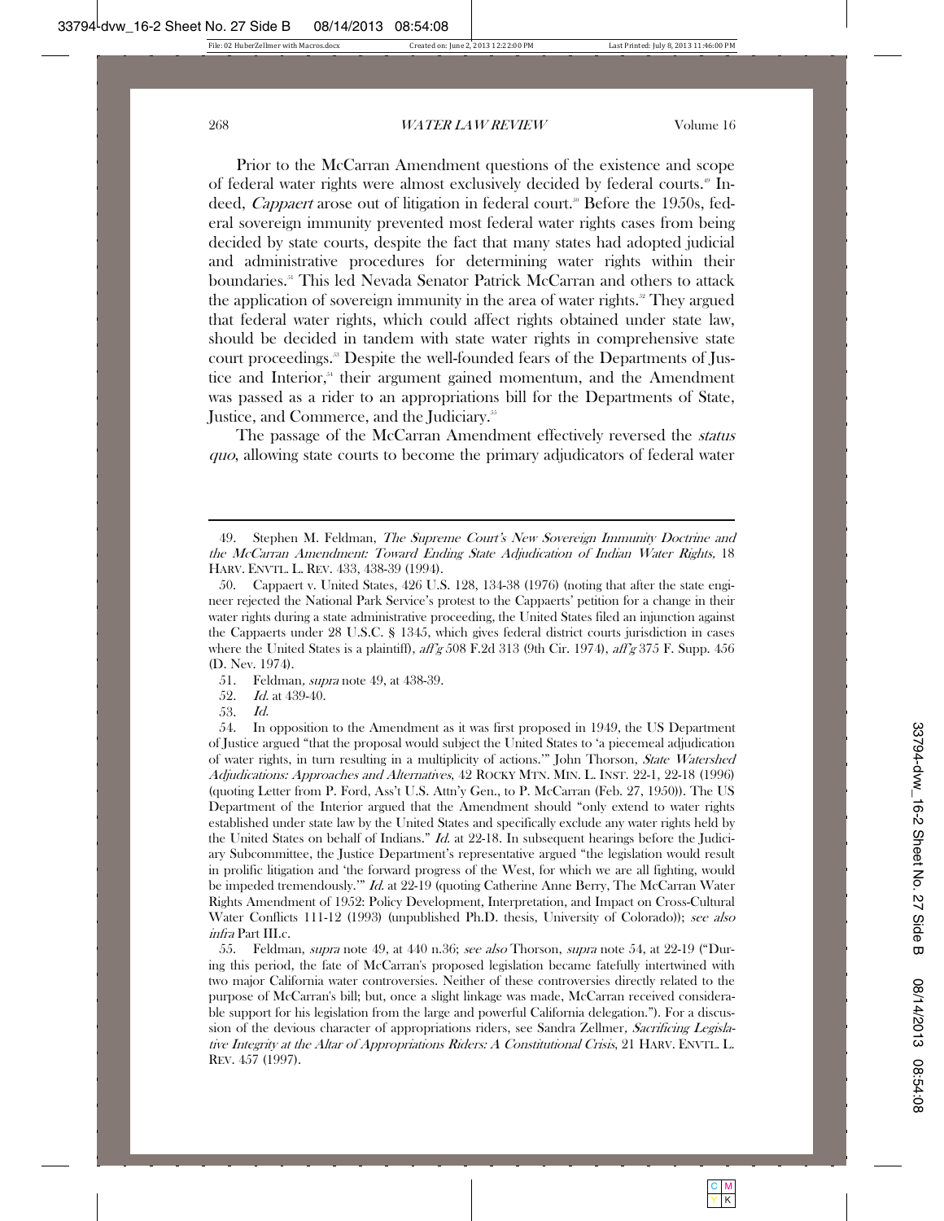Prior to the McCarran Amendment questions of the existence and scope of federal water rights were almost exclusively decided by federal courts.[49] Indeed, *Cappaert* arose out of litigation in federal court.[50] Before the 1950s, federal sovereign immunity prevented most federal water rights cases from being decided by state courts, despite the fact that many states had adopted judicial and administrative procedures for determining water rights within their boundaries.[51] This led Nevada Senator Patrick McCarran and others to attack the application of sovereign immunity in the area of water rights.[52] They argued that federal water rights, which could affect rights obtained under state law, should be decided in tandem with state water rights in comprehensive state court proceedings.[53] Despite the well-founded fears of the Departments of Justice and Interior,[54] their argument gained momentum, and the Amendment was passed as a rider to an appropriations bill for the Departments of State, Justice, and Commerce, and the Judiciary.[55]

The passage of the McCarran Amendment effectively reversed the *status quo*, allowing state courts to become the primary adjudicators of federal water

---

49. Stephen M. Feldman, *The Supreme Court's New Sovereign Immunity Doctrine and the McCarran Amendment: Toward Ending State Adjudication of Indian Water Rights,* 18 HARV. ENVTL. L. REV. 433, 438-39 (1994).

50. Cappaert v. United States, 426 U.S. 128, 134-38 (1976) (noting that after the state engineer rejected the National Park Service's protest to the Cappaerts' petition for a change in their water rights during a state administrative proceeding, the United States filed an injunction against the Cappaerts under 28 U.S.C. § 1345, which gives federal district courts jurisdiction in cases where the United States is a plaintiff), *aff'g* 508 F.2d 313 (9th Cir. 1974), *aff'g* 375 F. Supp. 456 (D. Nev. 1974).

51. Feldman, *supra* note 49, at 438-39.

52. *Id.* at 439-40.

53. *Id.*

54. In opposition to the Amendment as it was first proposed in 1949, the US Department of Justice argued "that the proposal would subject the United States to 'a piecemeal adjudication of water rights, in turn resulting in a multiplicity of actions.'" John Thorson, *State Watershed Adjudications: Approaches and Alternatives*, 42 ROCKY MTN. MIN. L. INST. 22-1, 22-18 (1996) (quoting Letter from P. Ford, Ass't U.S. Attn'y Gen., to P. McCarran (Feb. 27, 1950)). The US Department of the Interior argued that the Amendment should "only extend to water rights established under state law by the United States and specifically exclude any water rights held by the United States on behalf of Indians." *Id.* at 22-18. In subsequent hearings before the Judiciary Subcommittee, the Justice Department's representative argued "the legislation would result in prolific litigation and 'the forward progress of the West, for which we are all fighting, would be impeded tremendously.'" *Id.* at 22-19 (quoting Catherine Anne Berry, The McCarran Water Rights Amendment of 1952: Policy Development, Interpretation, and Impact on Cross-Cultural Water Conflicts 111-12 (1993) (unpublished Ph.D. thesis, University of Colorado)); *see also infra* Part III.c.

55. Feldman, *supra* note 49, at 440 n.36; *see also* Thorson, *supra* note 54, at 22-19 ("During this period, the fate of McCarran's proposed legislation became fatefully intertwined with two major California water controversies. Neither of these controversies directly related to the purpose of McCarran's bill; but, once a slight linkage was made, McCarran received considerable support for his legislation from the large and powerful California delegation."). For a discussion of the devious character of appropriations riders, see Sandra Zellmer*, Sacrificing Legislative Integrity at the Altar of Appropriations Riders: A Constitutional Crisis*, 21 HARV. ENVTL. L. REV. 457 (1997).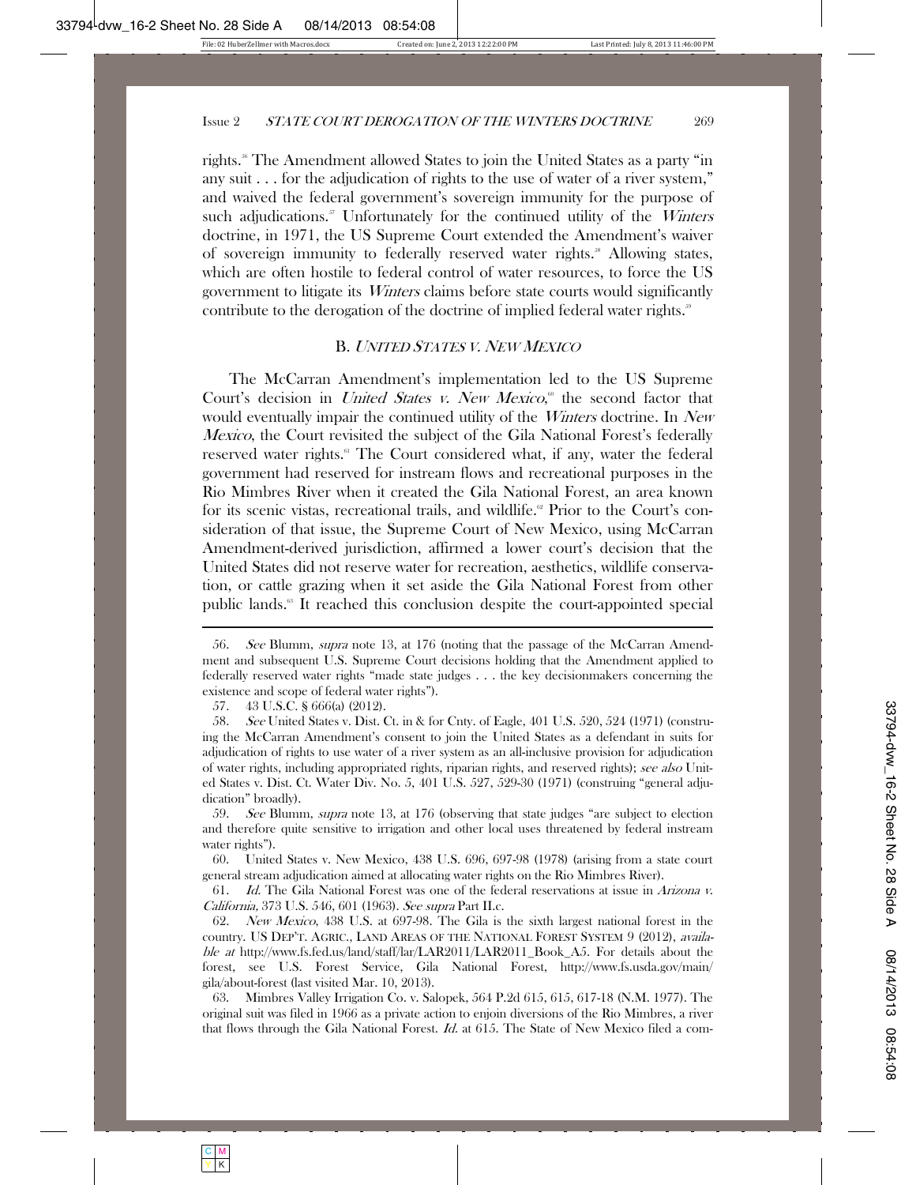rights.[56] The Amendment allowed States to join the United States as a party "in any suit . . . for the adjudication of rights to the use of water of a river system," and waived the federal government's sovereign immunity for the purpose of such adjudications.[57] Unfortunately for the continued utility of the *Winters* doctrine, in 1971, the US Supreme Court extended the Amendment's waiver of sovereign immunity to federally reserved water rights.[58] Allowing states, which are often hostile to federal control of water resources, to force the US government to litigate its *Winters* claims before state courts would significantly contribute to the derogation of the doctrine of implied federal water rights.[59]

## B. *UNITED STATES V. NEW MEXICO*

The McCarran Amendment's implementation led to the US Supreme Court's decision in *United States v. New Mexico*,[60] the second factor that would eventually impair the continued utility of the *Winters* doctrine. In *New Mexico*, the Court revisited the subject of the Gila National Forest's federally reserved water rights.[61] The Court considered what, if any, water the federal government had reserved for instream flows and recreational purposes in the Rio Mimbres River when it created the Gila National Forest, an area known for its scenic vistas, recreational trails, and wildlife.[62] Prior to the Court's consideration of that issue, the Supreme Court of New Mexico, using McCarran Amendment-derived jurisdiction, affirmed a lower court's decision that the United States did not reserve water for recreation, aesthetics, wildlife conservation, or cattle grazing when it set aside the Gila National Forest from other public lands.[63] It reached this conclusion despite the court-appointed special

---

56. *See* Blumm, *supra* note 13, at 176 (noting that the passage of the McCarran Amendment and subsequent U.S. Supreme Court decisions holding that the Amendment applied to federally reserved water rights "made state judges . . . the key decisionmakers concerning the existence and scope of federal water rights").

57. 43 U.S.C. § 666(a) (2012).

58. *See* United States v. Dist. Ct. in & for Cnty. of Eagle, 401 U.S. 520, 524 (1971) (construing the McCarran Amendment's consent to join the United States as a defendant in suits for adjudication of rights to use water of a river system as an all-inclusive provision for adjudication of water rights, including appropriated rights, riparian rights, and reserved rights); *see also* United States v. Dist. Ct. Water Div. No. 5, 401 U.S. 527, 529-30 (1971) (construing "general adjudication" broadly).

59. *See* Blumm, *supra* note 13, at 176 (observing that state judges "are subject to election and therefore quite sensitive to irrigation and other local uses threatened by federal instream water rights").

60. United States v. New Mexico, 438 U.S. 696, 697-98 (1978) (arising from a state court general stream adjudication aimed at allocating water rights on the Rio Mimbres River).

61. *Id.* The Gila National Forest was one of the federal reservations at issue in *Arizona v. California,* 373 U.S. 546, 601 (1963). *See supra* Part II.c.

62. *New Mexico*, 438 U.S. at 697-98. The Gila is the sixth largest national forest in the country. US DEP'T. AGRIC., LAND AREAS OF THE NATIONAL FOREST SYSTEM 9 (2012), *available at* http://www.fs.fed.us/land/staff/lar/LAR2011/LAR2011_Book_A5. For details about the forest, see U.S. Forest Service, Gila National Forest, http://www.fs.usda.gov/main/gila/about-forest (last visited Mar. 10, 2013).

63. Mimbres Valley Irrigation Co. v. Salopek, 564 P.2d 615, 615, 617-18 (N.M. 1977). The original suit was filed in 1966 as a private action to enjoin diversions of the Rio Mimbres, a river that flows through the Gila National Forest. *Id.* at 615. The State of New Mexico filed a com-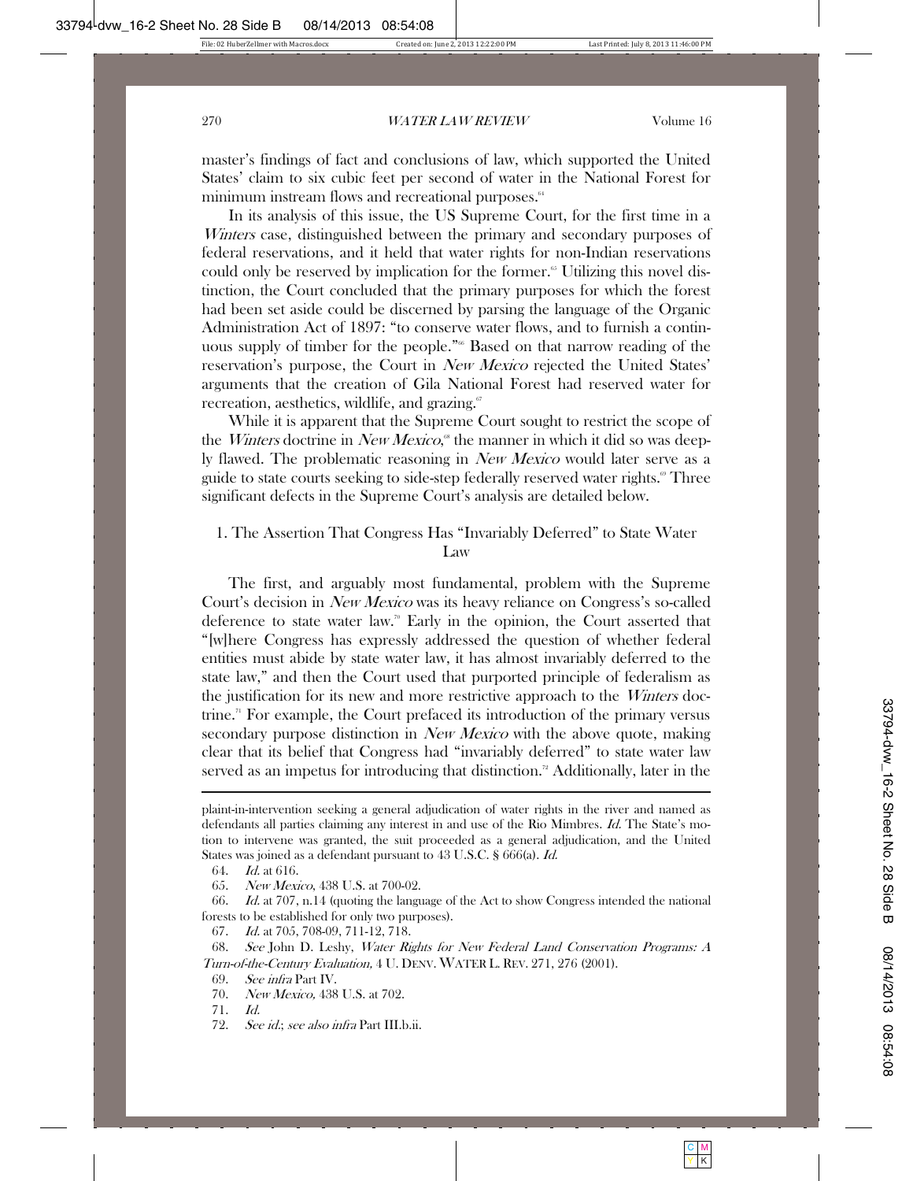master's findings of fact and conclusions of law, which supported the United States' claim to six cubic feet per second of water in the National Forest for minimum instream flows and recreational purposes.[64]

In its analysis of this issue, the US Supreme Court, for the first time in a *Winters* case, distinguished between the primary and secondary purposes of federal reservations, and it held that water rights for non-Indian reservations could only be reserved by implication for the former.[65] Utilizing this novel distinction, the Court concluded that the primary purposes for which the forest had been set aside could be discerned by parsing the language of the Organic Administration Act of 1897: "to conserve water flows, and to furnish a continuous supply of timber for the people."[66] Based on that narrow reading of the reservation's purpose, the Court in *New Mexico* rejected the United States' arguments that the creation of Gila National Forest had reserved water for recreation, aesthetics, wildlife, and grazing.[67]

While it is apparent that the Supreme Court sought to restrict the scope of the *Winters* doctrine in *New Mexico*,[68] the manner in which it did so was deeply flawed. The problematic reasoning in *New Mexico* would later serve as a guide to state courts seeking to side-step federally reserved water rights.[69] Three significant defects in the Supreme Court's analysis are detailed below.

### 1. The Assertion That Congress Has "Invariably Deferred" to State Water Law

The first, and arguably most fundamental, problem with the Supreme Court's decision in *New Mexico* was its heavy reliance on Congress's so-called deference to state water law.[70] Early in the opinion, the Court asserted that "[w]here Congress has expressly addressed the question of whether federal entities must abide by state water law, it has almost invariably deferred to the state law," and then the Court used that purported principle of federalism as the justification for its new and more restrictive approach to the *Winters* doctrine.[71] For example, the Court prefaced its introduction of the primary versus secondary purpose distinction in *New Mexico* with the above quote, making clear that its belief that Congress had "invariably deferred" to state water law served as an impetus for introducing that distinction.[72] Additionally, later in the

---

plaint-in-intervention seeking a general adjudication of water rights in the river and named as defendants all parties claiming any interest in and use of the Rio Mimbres. *Id.* The State's motion to intervene was granted, the suit proceeded as a general adjudication, and the United States was joined as a defendant pursuant to 43 U.S.C. § 666(a). *Id.*

64. *Id.* at 616.

65. *New Mexico*, 438 U.S. at 700-02.

66. *Id.* at 707, n.14 (quoting the language of the Act to show Congress intended the national forests to be established for only two purposes).

67. *Id.* at 705, 708-09, 711-12, 718.

68. *See* John D. Leshy, *Water Rights for New Federal Land Conservation Programs: A Turn-of-the-Century Evaluation,* 4 U. DENV. WATER L. REV. 271, 276 (2001).

69. *See infra* Part IV.

70. *New Mexico,* 438 U.S. at 702.

71. *Id.*

72. *See id.*; *see also infra* Part III.b.ii.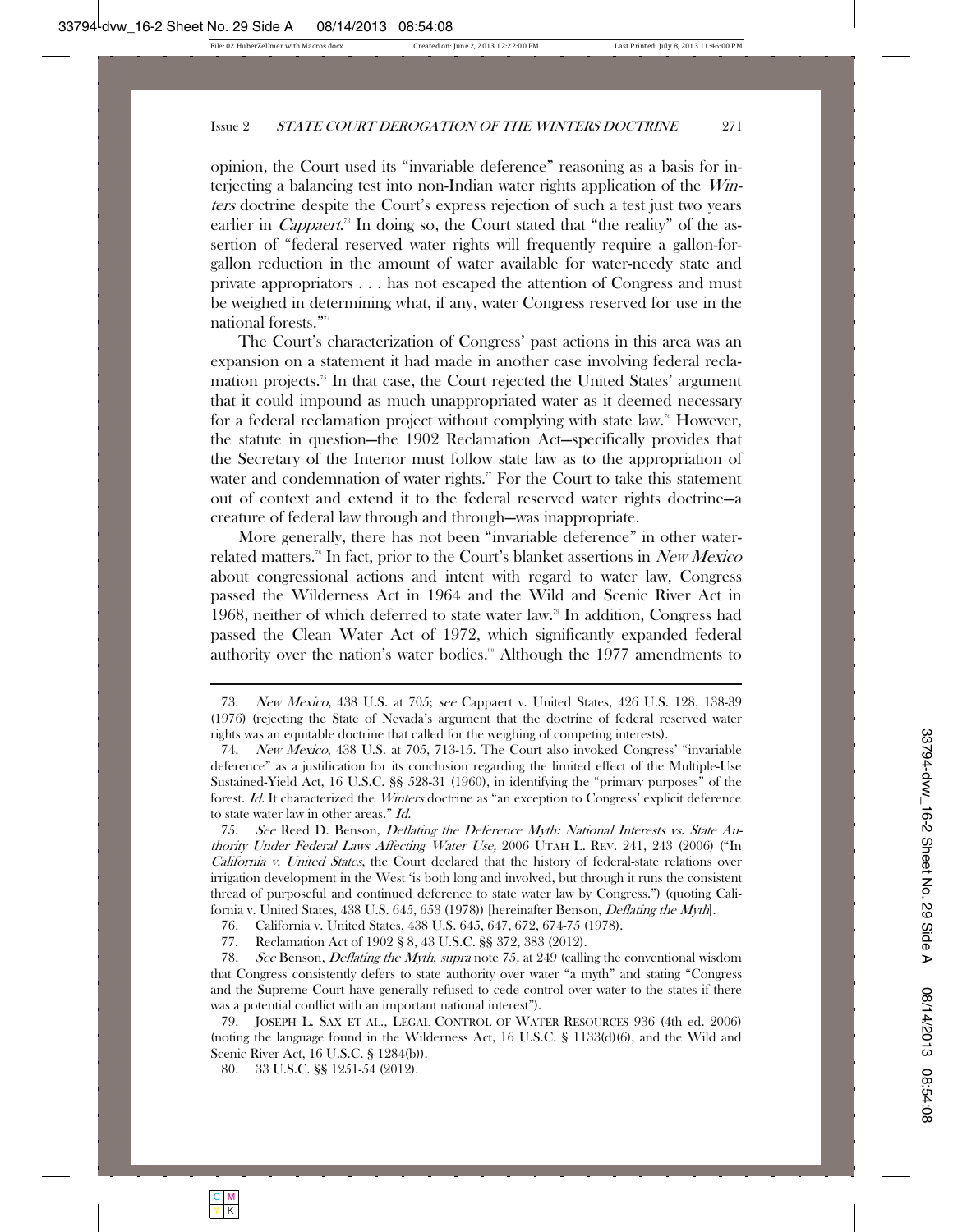opinion, the Court used its "invariable deference" reasoning as a basis for interjecting a balancing test into non-Indian water rights application of the *Winters* doctrine despite the Court's express rejection of such a test just two years earlier in *Cappaert*.[73] In doing so, the Court stated that "the reality" of the assertion of "federal reserved water rights will frequently require a gallon-for-gallon reduction in the amount of water available for water-needy state and private appropriators . . . has not escaped the attention of Congress and must be weighed in determining what, if any, water Congress reserved for use in the national forests."[74]

The Court's characterization of Congress' past actions in this area was an expansion on a statement it had made in another case involving federal reclamation projects.[75] In that case, the Court rejected the United States' argument that it could impound as much unappropriated water as it deemed necessary for a federal reclamation project without complying with state law.[76] However, the statute in question—the 1902 Reclamation Act—specifically provides that the Secretary of the Interior must follow state law as to the appropriation of water and condemnation of water rights.[77] For the Court to take this statement out of context and extend it to the federal reserved water rights doctrine—a creature of federal law through and through—was inappropriate.

More generally, there has not been "invariable deference" in other water-related matters.[78] In fact, prior to the Court's blanket assertions in *New Mexico* about congressional actions and intent with regard to water law, Congress passed the Wilderness Act in 1964 and the Wild and Scenic River Act in 1968, neither of which deferred to state water law.[79] In addition, Congress had passed the Clean Water Act of 1972, which significantly expanded federal authority over the nation's water bodies.[80] Although the 1977 amendments to

---

73. *New Mexico*, 438 U.S. at 705; *see* Cappaert v. United States, 426 U.S. 128, 138-39 (1976) (rejecting the State of Nevada's argument that the doctrine of federal reserved water rights was an equitable doctrine that called for the weighing of competing interests).

74. *New Mexico*, 438 U.S. at 705, 713-15. The Court also invoked Congress' "invariable deference" as a justification for its conclusion regarding the limited effect of the Multiple-Use Sustained-Yield Act, 16 U.S.C. §§ 528-31 (1960), in identifying the "primary purposes" of the forest. *Id.* It characterized the *Winters* doctrine as "an exception to Congress' explicit deference to state water law in other areas." *Id.*

75. *See* Reed D. Benson, *Deflating the Deference Myth: National Interests vs. State Authority Under Federal Laws Affecting Water Use,* 2006 UTAH L. REV. 241, 243 (2006) ("In *California v. United States*, the Court declared that the history of federal-state relations over irrigation development in the West 'is both long and involved, but through it runs the consistent thread of purposeful and continued deference to state water law by Congress.") (quoting California v. United States, 438 U.S. 645, 653 (1978)) [hereinafter Benson, *Deflating the Myth*].

76. California v. United States, 438 U.S. 645, 647, 672, 674-75 (1978).

77. Reclamation Act of 1902 § 8, 43 U.S.C. §§ 372, 383 (2012).

78. *See* Benson, *Deflating the Myth*, *supra* note 75, at 249 (calling the conventional wisdom that Congress consistently defers to state authority over water "a myth" and stating "Congress and the Supreme Court have generally refused to cede control over water to the states if there was a potential conflict with an important national interest").

79. JOSEPH L. SAX ET AL., LEGAL CONTROL OF WATER RESOURCES 936 (4th ed. 2006) (noting the language found in the Wilderness Act, 16 U.S.C. § 1133(d)(6), and the Wild and Scenic River Act, 16 U.S.C. § 1284(b)).

80. 33 U.S.C. §§ 1251-54 (2012).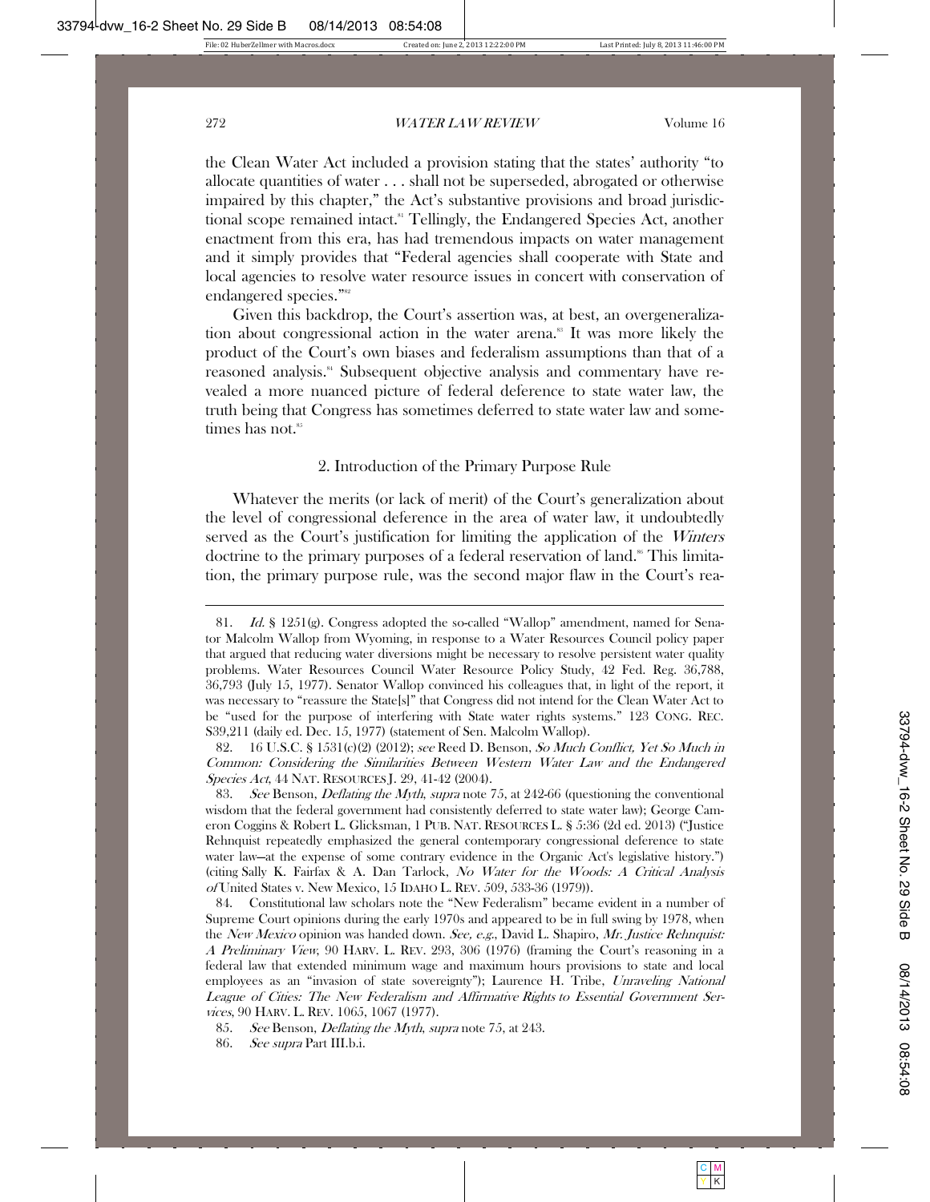the Clean Water Act included a provision stating that the states' authority "to allocate quantities of water . . . shall not be superseded, abrogated or otherwise impaired by this chapter," the Act's substantive provisions and broad jurisdictional scope remained intact.[81] Tellingly, the Endangered Species Act, another enactment from this era, has had tremendous impacts on water management and it simply provides that "Federal agencies shall cooperate with State and local agencies to resolve water resource issues in concert with conservation of endangered species."[82]

Given this backdrop, the Court's assertion was, at best, an overgeneralization about congressional action in the water arena.[83] It was more likely the product of the Court's own biases and federalism assumptions than that of a reasoned analysis.[84] Subsequent objective analysis and commentary have revealed a more nuanced picture of federal deference to state water law, the truth being that Congress has sometimes deferred to state water law and sometimes has not.[85]

### 2. Introduction of the Primary Purpose Rule

Whatever the merits (or lack of merit) of the Court's generalization about the level of congressional deference in the area of water law, it undoubtedly served as the Court's justification for limiting the application of the *Winters* doctrine to the primary purposes of a federal reservation of land.[86] This limitation, the primary purpose rule, was the second major flaw in the Court's rea-

---

81. *Id.* § 1251(g). Congress adopted the so-called "Wallop" amendment, named for Senator Malcolm Wallop from Wyoming, in response to a Water Resources Council policy paper that argued that reducing water diversions might be necessary to resolve persistent water quality problems. Water Resources Council Water Resource Policy Study, 42 Fed. Reg. 36,788, 36,793 (July 15, 1977). Senator Wallop convinced his colleagues that, in light of the report, it was necessary to "reassure the State[s]" that Congress did not intend for the Clean Water Act to be "used for the purpose of interfering with State water rights systems." 123 CONG. REC. S39,211 (daily ed. Dec. 15, 1977) (statement of Sen. Malcolm Wallop).

82. 16 U.S.C. § 1531(c)(2) (2012); *see* Reed D. Benson, *So Much Conflict, Yet So Much in Common: Considering the Similarities Between Western Water Law and the Endangered Species Act*, 44 NAT. RESOURCES J. 29, 41-42 (2004).

83. *See* Benson, *Deflating the Myth*, *supra* note 75, at 242-66 (questioning the conventional wisdom that the federal government had consistently deferred to state water law); George Cameron Coggins & Robert L. Glicksman, 1 PUB. NAT. RESOURCES L. § 5:36 (2d ed. 2013) ("Justice Rehnquist repeatedly emphasized the general contemporary congressional deference to state water law—at the expense of some contrary evidence in the Organic Act's legislative history.") (citing Sally K. Fairfax & A. Dan Tarlock, *No Water for the Woods: A Critical Analysis of* United States v. New Mexico, 15 IDAHO L. REV. 509, 533-36 (1979)).

84. Constitutional law scholars note the "New Federalism" became evident in a number of Supreme Court opinions during the early 1970s and appeared to be in full swing by 1978, when the *New Mexico* opinion was handed down. *See, e.g.*, David L. Shapiro, *Mr. Justice Rehnquist: A Preliminary View*, 90 HARV. L. REV. 293, 306 (1976) (framing the Court's reasoning in a federal law that extended minimum wage and maximum hours provisions to state and local employees as an "invasion of state sovereignty"); Laurence H. Tribe, *Unraveling National League of Cities: The New Federalism and Affirmative Rights to Essential Government Services*, 90 HARV. L. REV. 1065, 1067 (1977).

85. *See* Benson, *Deflating the Myth*, *supra* note 75, at 243.

86. *See supra* Part III.b.i.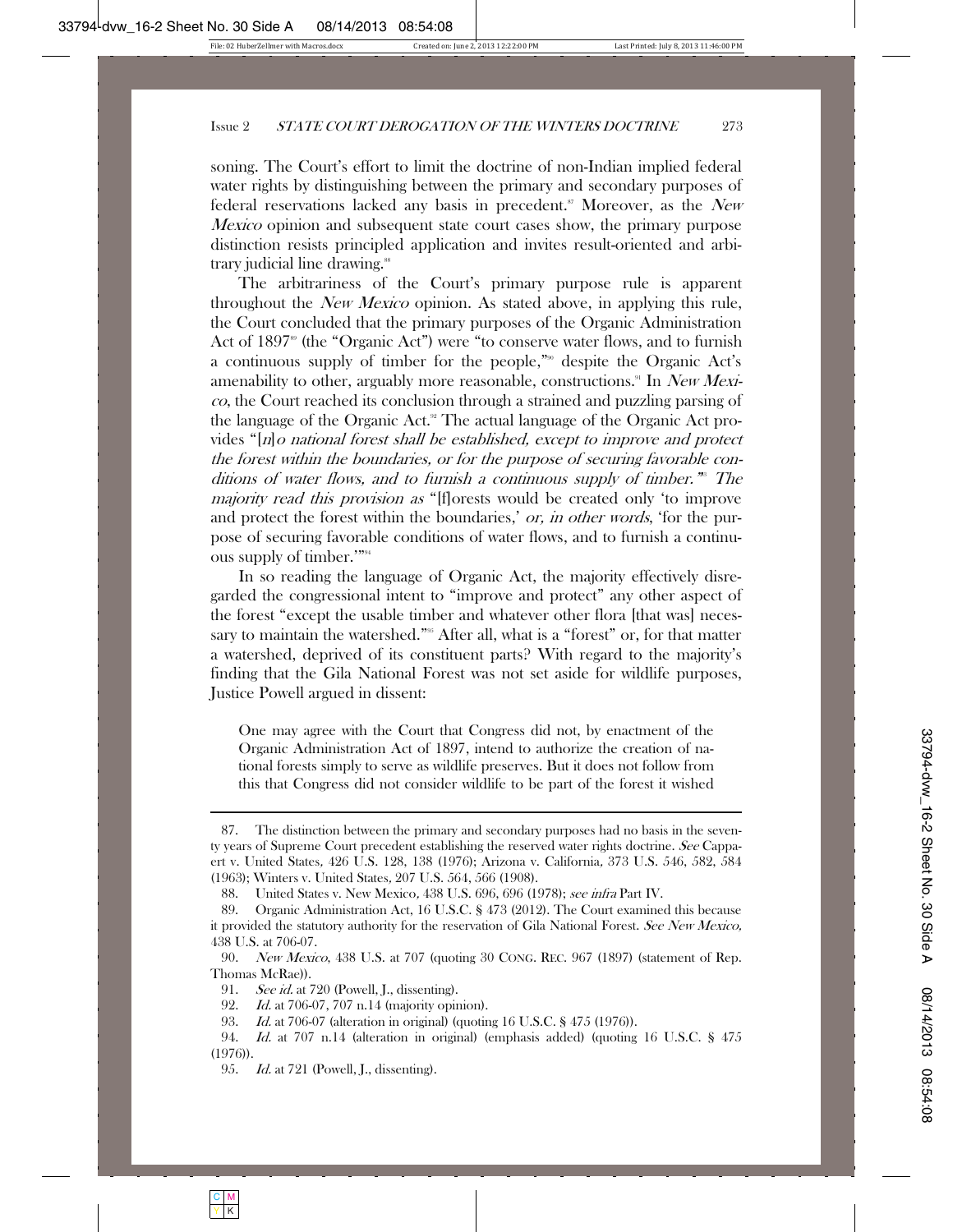soning. The Court's effort to limit the doctrine of non-Indian implied federal water rights by distinguishing between the primary and secondary purposes of federal reservations lacked any basis in precedent.[87] Moreover, as the *New Mexico* opinion and subsequent state court cases show, the primary purpose distinction resists principled application and invites result-oriented and arbitrary judicial line drawing.[88]

The arbitrariness of the Court's primary purpose rule is apparent throughout the *New Mexico* opinion. As stated above, in applying this rule, the Court concluded that the primary purposes of the Organic Administration Act of 1897[89] (the "Organic Act") were "to conserve water flows, and to furnish a continuous supply of timber for the people,"[90] despite the Organic Act's amenability to other, arguably more reasonable, constructions.[91] In *New Mexico*, the Court reached its conclusion through a strained and puzzling parsing of the language of the Organic Act.[92] The actual language of the Organic Act provides "[*n*]*o national forest shall be established, except to improve and protect the forest within the boundaries, or for the purpose of securing favorable conditions of water flows, and to furnish a continuous supply of timber."*[93] *The majority read this provision as* "[f]orests would be created only 'to improve and protect the forest within the boundaries,' *or, in other words*, 'for the purpose of securing favorable conditions of water flows, and to furnish a continuous supply of timber.'"[94]

In so reading the language of Organic Act, the majority effectively disregarded the congressional intent to "improve and protect" any other aspect of the forest "except the usable timber and whatever other flora [that was] necessary to maintain the watershed."[95] After all, what is a "forest" or, for that matter a watershed, deprived of its constituent parts? With regard to the majority's finding that the Gila National Forest was not set aside for wildlife purposes, Justice Powell argued in dissent:

> One may agree with the Court that Congress did not, by enactment of the Organic Administration Act of 1897, intend to authorize the creation of national forests simply to serve as wildlife preserves. But it does not follow from this that Congress did not consider wildlife to be part of the forest it wished

---

87. The distinction between the primary and secondary purposes had no basis in the seventy years of Supreme Court precedent establishing the reserved water rights doctrine. *See* Cappaert v. United States, 426 U.S. 128, 138 (1976); Arizona v. California, 373 U.S. 546, 582, 584 (1963); Winters v. United States, 207 U.S. 564, 566 (1908).

88. United States v. New Mexico, 438 U.S. 696, 696 (1978); *see infra* Part IV.

89. Organic Administration Act, 16 U.S.C. § 473 (2012). The Court examined this because it provided the statutory authority for the reservation of Gila National Forest. *See New Mexico*, 438 U.S. at 706-07.

90. *New Mexico*, 438 U.S. at 707 (quoting 30 CONG. REC. 967 (1897) (statement of Rep. Thomas McRae)).

91. *See id.* at 720 (Powell, J., dissenting).

92. *Id.* at 706-07, 707 n.14 (majority opinion).

93. *Id.* at 706-07 (alteration in original) (quoting 16 U.S.C. § 475 (1976)).

94. *Id.* at 707 n.14 (alteration in original) (emphasis added) (quoting 16 U.S.C. § 475 (1976)).

95. *Id.* at 721 (Powell, J., dissenting).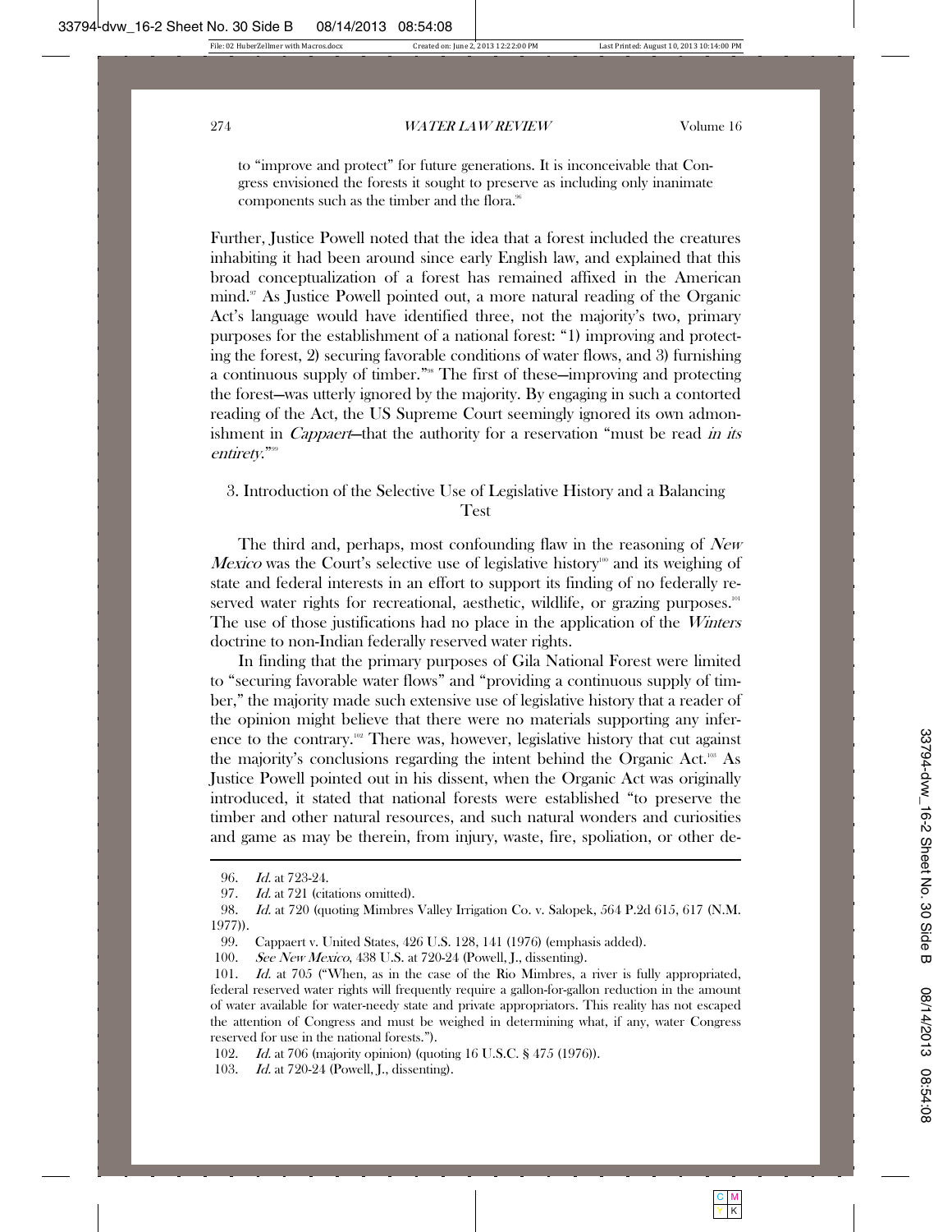to "improve and protect" for future generations. It is inconceivable that Congress envisioned the forests it sought to preserve as including only inanimate components such as the timber and the flora.[96]

Further, Justice Powell noted that the idea that a forest included the creatures inhabiting it had been around since early English law, and explained that this broad conceptualization of a forest has remained affixed in the American mind.[97] As Justice Powell pointed out, a more natural reading of the Organic Act's language would have identified three, not the majority's two, primary purposes for the establishment of a national forest: "1) improving and protecting the forest, 2) securing favorable conditions of water flows, and 3) furnishing a continuous supply of timber."[98] The first of these—improving and protecting the forest—was utterly ignored by the majority. By engaging in such a contorted reading of the Act, the US Supreme Court seemingly ignored its own admonishment in *Cappaert*—that the authority for a reservation "must be read *in its entirety*."[99]

### 3. Introduction of the Selective Use of Legislative History and a Balancing Test

The third and, perhaps, most confounding flaw in the reasoning of *New Mexico* was the Court's selective use of legislative history[100] and its weighing of state and federal interests in an effort to support its finding of no federally reserved water rights for recreational, aesthetic, wildlife, or grazing purposes.[101] The use of those justifications had no place in the application of the *Winters* doctrine to non-Indian federally reserved water rights.

In finding that the primary purposes of Gila National Forest were limited to "securing favorable water flows" and "providing a continuous supply of timber," the majority made such extensive use of legislative history that a reader of the opinion might believe that there were no materials supporting any inference to the contrary.[102] There was, however, legislative history that cut against the majority's conclusions regarding the intent behind the Organic Act.[103] As Justice Powell pointed out in his dissent, when the Organic Act was originally introduced, it stated that national forests were established "to preserve the timber and other natural resources, and such natural wonders and curiosities and game as may be therein, from injury, waste, fire, spoliation, or other de-

---

96. *Id.* at 723-24.

97. *Id.* at 721 (citations omitted).

98. *Id.* at 720 (quoting Mimbres Valley Irrigation Co. v. Salopek, 564 P.2d 615, 617 (N.M. 1977)).

99. Cappaert v. United States, 426 U.S. 128, 141 (1976) (emphasis added).

100. *See New Mexico*, 438 U.S. at 720-24 (Powell, J., dissenting).

101. *Id.* at 705 ("When, as in the case of the Rio Mimbres, a river is fully appropriated, federal reserved water rights will frequently require a gallon-for-gallon reduction in the amount of water available for water-needy state and private appropriators. This reality has not escaped the attention of Congress and must be weighed in determining what, if any, water Congress reserved for use in the national forests.").

102. *Id.* at 706 (majority opinion) (quoting 16 U.S.C. § 475 (1976)).

103. *Id.* at 720-24 (Powell, J., dissenting).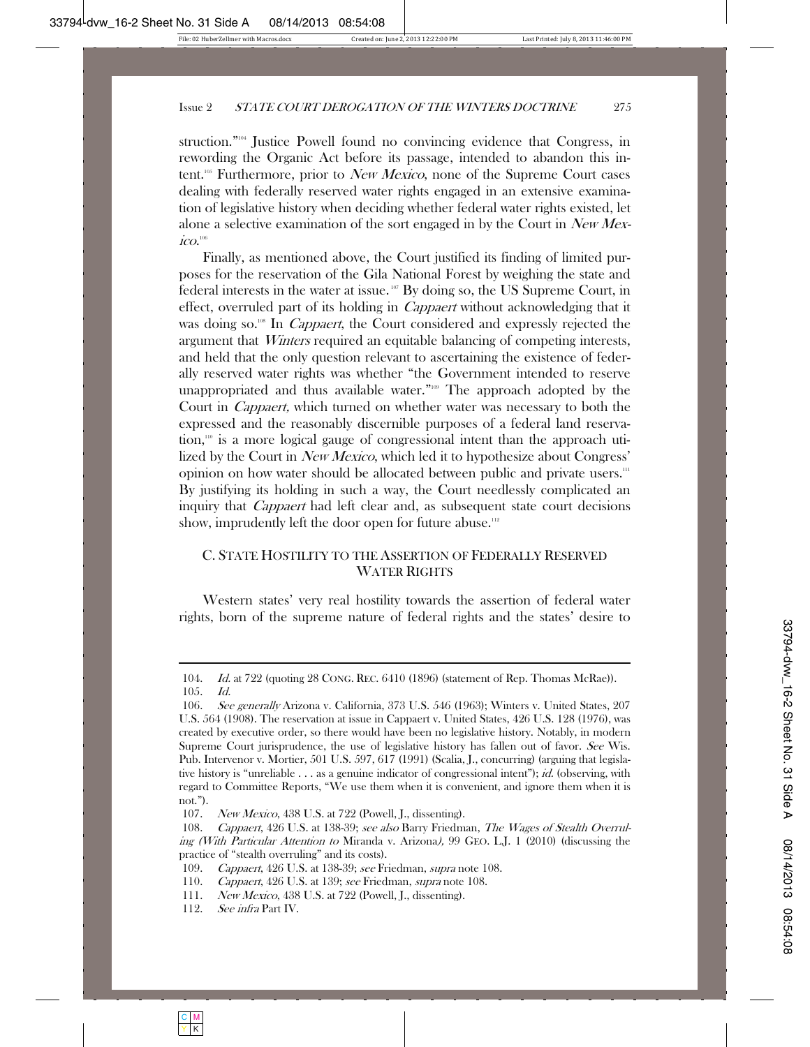struction."[104] Justice Powell found no convincing evidence that Congress, in rewording the Organic Act before its passage, intended to abandon this intent.[105] Furthermore, prior to *New Mexico*, none of the Supreme Court cases dealing with federally reserved water rights engaged in an extensive examination of legislative history when deciding whether federal water rights existed, let alone a selective examination of the sort engaged in by the Court in *New Mexico*.[106]

Finally, as mentioned above, the Court justified its finding of limited purposes for the reservation of the Gila National Forest by weighing the state and federal interests in the water at issue.[107] By doing so, the US Supreme Court, in effect, overruled part of its holding in *Cappaert* without acknowledging that it was doing so.[108] In *Cappaert*, the Court considered and expressly rejected the argument that *Winters* required an equitable balancing of competing interests, and held that the only question relevant to ascertaining the existence of federally reserved water rights was whether "the Government intended to reserve unappropriated and thus available water."[109] The approach adopted by the Court in *Cappaert,* which turned on whether water was necessary to both the expressed and the reasonably discernible purposes of a federal land reservation,[110] is a more logical gauge of congressional intent than the approach utilized by the Court in *New Mexico*, which led it to hypothesize about Congress' opinion on how water should be allocated between public and private users.[111] By justifying its holding in such a way, the Court needlessly complicated an inquiry that *Cappaert* had left clear and, as subsequent state court decisions show, imprudently left the door open for future abuse.[112]

## C. STATE HOSTILITY TO THE ASSERTION OF FEDERALLY RESERVED WATER RIGHTS

Western states' very real hostility towards the assertion of federal water rights, born of the supreme nature of federal rights and the states' desire to

---

104. *Id.* at 722 (quoting 28 CONG. REC. 6410 (1896) (statement of Rep. Thomas McRae)).

105. *Id.*

106. *See generally* Arizona v. California, 373 U.S. 546 (1963); Winters v. United States, 207 U.S. 564 (1908). The reservation at issue in Cappaert v. United States, 426 U.S. 128 (1976), was created by executive order, so there would have been no legislative history. Notably, in modern Supreme Court jurisprudence, the use of legislative history has fallen out of favor. *See* Wis. Pub. Intervenor v. Mortier, 501 U.S. 597, 617 (1991) (Scalia, J., concurring) (arguing that legislative history is "unreliable . . . as a genuine indicator of congressional intent"); *id.* (observing, with regard to Committee Reports, "We use them when it is convenient, and ignore them when it is not.").

107. *New Mexico*, 438 U.S. at 722 (Powell, J., dissenting).

108. *Cappaert*, 426 U.S. at 138-39; *see also* Barry Friedman, *The Wages of Stealth Overruling (With Particular Attention to* Miranda v. Arizona*)*, 99 GEO. L.J. 1 (2010) (discussing the practice of "stealth overruling" and its costs).

109. *Cappaert*, 426 U.S. at 138-39; *see* Friedman, *supra* note 108.

110. *Cappaert*, 426 U.S. at 139; *see* Friedman, *supra* note 108.

111. *New Mexico*, 438 U.S. at 722 (Powell, J., dissenting).

112. *See infra* Part IV.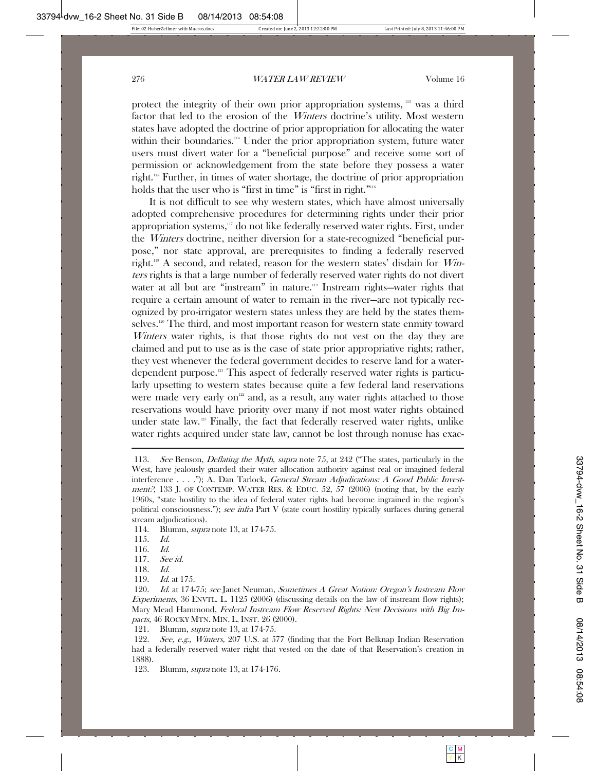protect the integrity of their own prior appropriation systems,[113] was a third factor that led to the erosion of the *Winters* doctrine's utility. Most western states have adopted the doctrine of prior appropriation for allocating the water within their boundaries.[114] Under the prior appropriation system, future water users must divert water for a "beneficial purpose" and receive some sort of permission or acknowledgement from the state before they possess a water right.[115] Further, in times of water shortage, the doctrine of prior appropriation holds that the user who is "first in time" is "first in right."[116]

It is not difficult to see why western states, which have almost universally adopted comprehensive procedures for determining rights under their prior appropriation systems,[117] do not like federally reserved water rights. First, under the *Winters* doctrine, neither diversion for a state-recognized "beneficial purpose," nor state approval, are prerequisites to finding a federally reserved right.[118] A second, and related, reason for the western states' disdain for *Winters* rights is that a large number of federally reserved water rights do not divert water at all but are "instream" in nature.[119] Instream rights—water rights that require a certain amount of water to remain in the river—are not typically recognized by pro-irrigator western states unless they are held by the states themselves.[120] The third, and most important reason for western state enmity toward *Winters* water rights, is that those rights do not vest on the day they are claimed and put to use as is the case of state prior appropriative rights; rather, they vest whenever the federal government decides to reserve land for a water-dependent purpose.[121] This aspect of federally reserved water rights is particularly upsetting to western states because quite a few federal land reservations were made very early on[122] and, as a result, any water rights attached to those reservations would have priority over many if not most water rights obtained under state law.[123] Finally, the fact that federally reserved water rights, unlike water rights acquired under state law, cannot be lost through nonuse has exac-

---

113. *See* Benson, *Deflating the Myth*, *supra* note 75, at 242 ("The states, particularly in the West, have jealously guarded their water allocation authority against real or imagined federal interference . . . ."); A. Dan Tarlock, *General Stream Adjudications: A Good Public Investment?*, 133 J. OF CONTEMP. WATER RES. & EDUC. 52, 57 (2006) (noting that, by the early 1960s, "state hostility to the idea of federal water rights had become ingrained in the region's political consciousness."); *see infra* Part V (state court hostility typically surfaces during general stream adjudications).

114. Blumm, *supra* note 13, at 174-75.

115. *Id.*

116. *Id.*

117. *See id.*

118. *Id.*

119. *Id.* at 175.

120. *Id.* at 174-75; *see* Janet Neuman, *Sometimes A Great Notion: Oregon's Instream Flow Experiments*, 36 ENVTL. L. 1125 (2006) (discussing details on the law of instream flow rights); Mary Mead Hammond, *Federal Instream Flow Reserved Rights: New Decisions with Big Impacts*, 46 ROCKY MTN. MIN. L. INST. 26 (2000).

121. Blumm, *supra* note 13, at 174-75.

122. *See, e.g., Winters*, 207 U.S. at 577 (finding that the Fort Belknap Indian Reservation had a federally reserved water right that vested on the date of that Reservation's creation in 1888).

123. Blumm, *supra* note 13, at 174-176.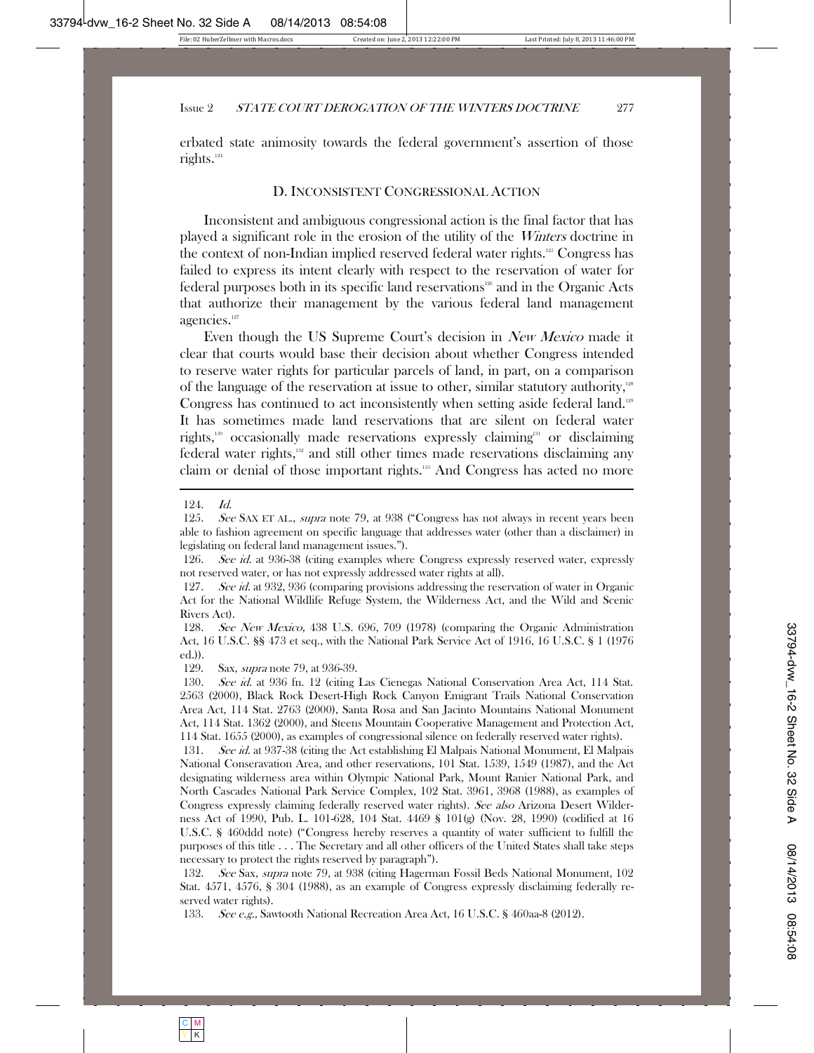erbated state animosity towards the federal government's assertion of those rights.[124]

## D. INCONSISTENT CONGRESSIONAL ACTION

Inconsistent and ambiguous congressional action is the final factor that has played a significant role in the erosion of the utility of the *Winters* doctrine in the context of non-Indian implied reserved federal water rights.[125] Congress has failed to express its intent clearly with respect to the reservation of water for federal purposes both in its specific land reservations[126] and in the Organic Acts that authorize their management by the various federal land management agencies.[127]

Even though the US Supreme Court's decision in *New Mexico* made it clear that courts would base their decision about whether Congress intended to reserve water rights for particular parcels of land, in part, on a comparison of the language of the reservation at issue to other, similar statutory authority,[128] Congress has continued to act inconsistently when setting aside federal land.[129] It has sometimes made land reservations that are silent on federal water rights,[130] occasionally made reservations expressly claiming[131] or disclaiming federal water rights,[132] and still other times made reservations disclaiming any claim or denial of those important rights.[133] And Congress has acted no more

---

124. *Id.*

125. *See* SAX ET AL., *supra* note 79, at 938 ("Congress has not always in recent years been able to fashion agreement on specific language that addresses water (other than a disclaimer) in legislating on federal land management issues.").

126. *See id.* at 936-38 (citing examples where Congress expressly reserved water, expressly not reserved water, or has not expressly addressed water rights at all).

127. *See id.* at 932, 936 (comparing provisions addressing the reservation of water in Organic Act for the National Wildlife Refuge System, the Wilderness Act, and the Wild and Scenic Rivers Act).

128. *See New Mexico,* 438 U.S. 696, 709 (1978) (comparing the Organic Administration Act, 16 U.S.C. §§ 473 et seq., with the National Park Service Act of 1916, 16 U.S.C. § 1 (1976 ed.)).

129. Sax, *supra* note 79, at 936-39.

130. *See id.* at 936 fn. 12 (citing Las Cienegas National Conservation Area Act, 114 Stat. 2563 (2000), Black Rock Desert-High Rock Canyon Emigrant Trails National Conservation Area Act, 114 Stat. 2763 (2000), Santa Rosa and San Jacinto Mountains National Monument Act, 114 Stat. 1362 (2000), and Steens Mountain Cooperative Management and Protection Act, 114 Stat. 1655 (2000), as examples of congressional silence on federally reserved water rights).

131. *See id.* at 937-38 (citing the Act establishing El Malpais National Monument, El Malpais National Conseravation Area, and other reservations, 101 Stat. 1539, 1549 (1987), and the Act designating wilderness area within Olympic National Park, Mount Ranier National Park, and North Cascades National Park Service Complex, 102 Stat. 3961, 3968 (1988), as examples of Congress expressly claiming federally reserved water rights). *See also* Arizona Desert Wilderness Act of 1990, Pub. L. 101-628, 104 Stat. 4469 § 101(g) (Nov. 28, 1990) (codified at 16 U.S.C. § 460ddd note) ("Congress hereby reserves a quantity of water sufficient to fulfill the purposes of this title . . . The Secretary and all other officers of the United States shall take steps necessary to protect the rights reserved by paragraph").

132. *See* Sax, *supra* note 79, at 938 (citing Hagerman Fossil Beds National Monument, 102 Stat. 4571, 4576, § 304 (1988), as an example of Congress expressly disclaiming federally reserved water rights).

133. *See e.g.,* Sawtooth National Recreation Area Act, 16 U.S.C. § 460aa-8 (2012).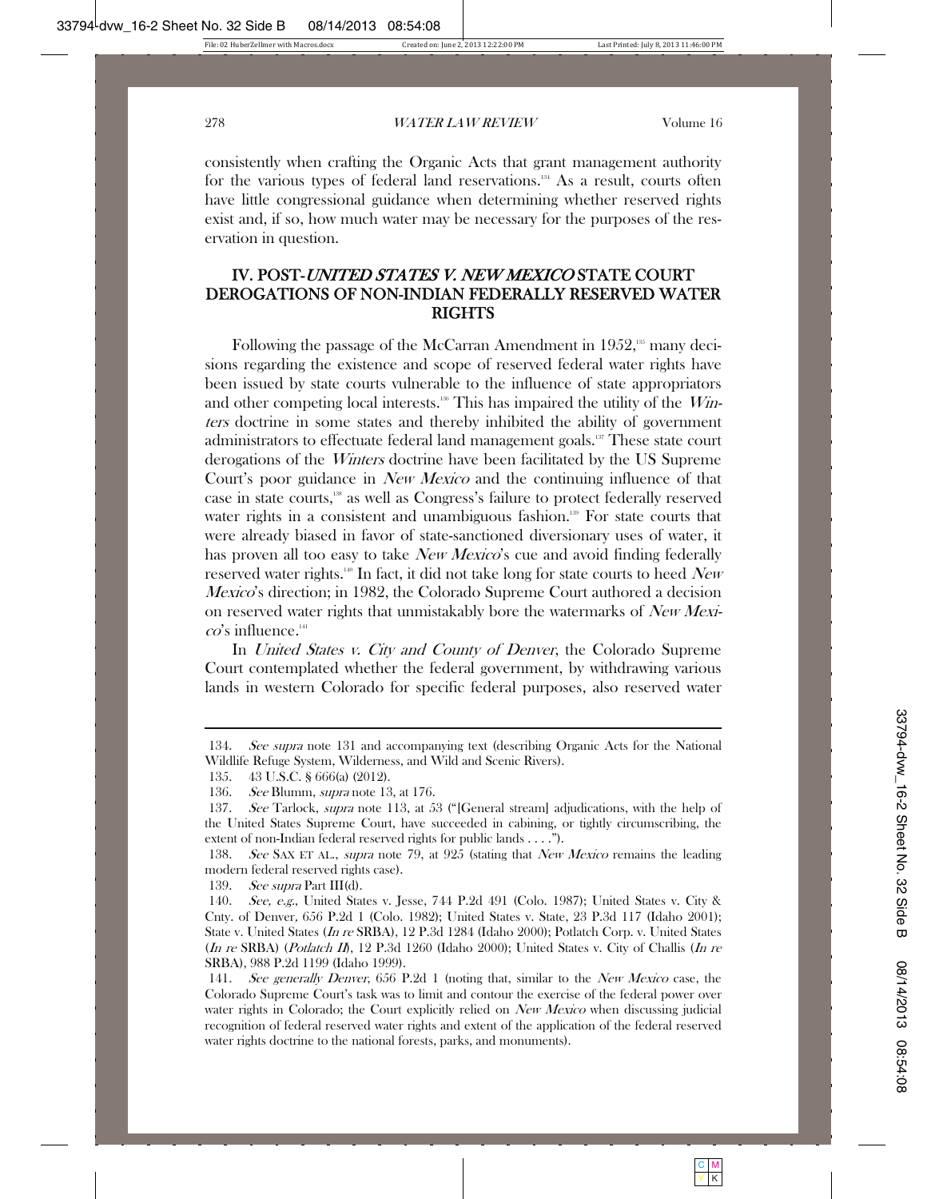consistently when crafting the Organic Acts that grant management authority for the various types of federal land reservations.[134] As a result, courts often have little congressional guidance when determining whether reserved rights exist and, if so, how much water may be necessary for the purposes of the reservation in question.

## IV. POST-*UNITED STATES V. NEW MEXICO* STATE COURT DEROGATIONS OF NON-INDIAN FEDERALLY RESERVED WATER RIGHTS

Following the passage of the McCarran Amendment in 1952,[135] many decisions regarding the existence and scope of reserved federal water rights have been issued by state courts vulnerable to the influence of state appropriators and other competing local interests.[136] This has impaired the utility of the *Winters* doctrine in some states and thereby inhibited the ability of government administrators to effectuate federal land management goals.[137] These state court derogations of the *Winters* doctrine have been facilitated by the US Supreme Court's poor guidance in *New Mexico* and the continuing influence of that case in state courts,[138] as well as Congress's failure to protect federally reserved water rights in a consistent and unambiguous fashion.[139] For state courts that were already biased in favor of state-sanctioned diversionary uses of water, it has proven all too easy to take *New Mexico*'s cue and avoid finding federally reserved water rights.[140] In fact, it did not take long for state courts to heed *New Mexico*'s direction; in 1982, the Colorado Supreme Court authored a decision on reserved water rights that unmistakably bore the watermarks of *New Mexico*'s influence.[141]

In *United States v. City and County of Denver*, the Colorado Supreme Court contemplated whether the federal government, by withdrawing various lands in western Colorado for specific federal purposes, also reserved water

---

134. *See supra* note 131 and accompanying text (describing Organic Acts for the National Wildlife Refuge System, Wilderness, and Wild and Scenic Rivers).

135. 43 U.S.C. § 666(a) (2012).

136. *See* Blumm, *supra* note 13, at 176.

137. *See* Tarlock, *supra* note 113, at 53 ("[General stream] adjudications, with the help of the United States Supreme Court, have succeeded in cabining, or tightly circumscribing, the extent of non-Indian federal reserved rights for public lands . . . .").

138. *See* SAX ET AL., *supra* note 79, at 925 (stating that *New Mexico* remains the leading modern federal reserved rights case).

139. *See supra* Part III(d).

140. *See, e.g.*, United States v. Jesse, 744 P.2d 491 (Colo. 1987); United States v. City & Cnty. of Denver, 656 P.2d 1 (Colo. 1982); United States v. State, 23 P.3d 117 (Idaho 2001); State v. United States (*In re* SRBA), 12 P.3d 1284 (Idaho 2000); Potlatch Corp. v. United States (*In re* SRBA) (*Potlatch II*), 12 P.3d 1260 (Idaho 2000); United States v. City of Challis (*In re* SRBA), 988 P.2d 1199 (Idaho 1999).

141. *See generally Denver*, 656 P.2d 1 (noting that, similar to the *New Mexico* case, the Colorado Supreme Court's task was to limit and contour the exercise of the federal power over water rights in Colorado; the Court explicitly relied on *New Mexico* when discussing judicial recognition of federal reserved water rights and extent of the application of the federal reserved water rights doctrine to the national forests, parks, and monuments).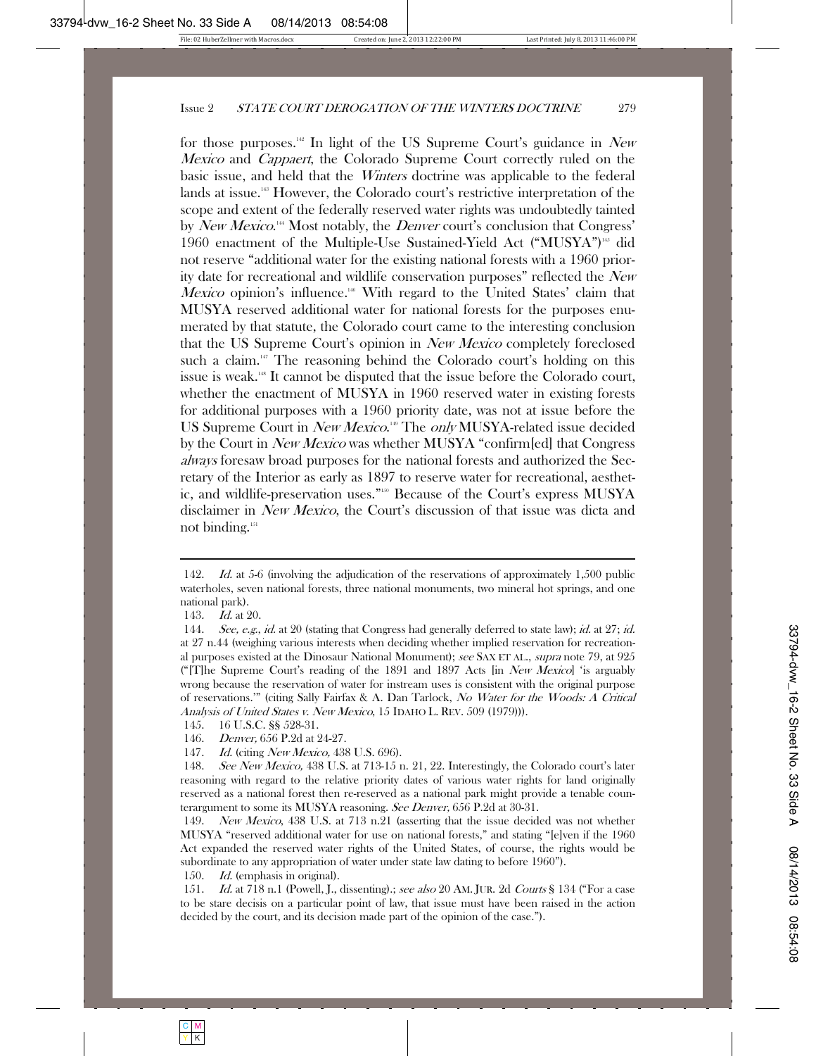for those purposes.[142] In light of the US Supreme Court's guidance in *New Mexico* and *Cappaert*, the Colorado Supreme Court correctly ruled on the basic issue, and held that the *Winters* doctrine was applicable to the federal lands at issue.[143] However, the Colorado court's restrictive interpretation of the scope and extent of the federally reserved water rights was undoubtedly tainted by *New Mexico*.[144] Most notably, the *Denver* court's conclusion that Congress' 1960 enactment of the Multiple-Use Sustained-Yield Act ("MUSYA")[145] did not reserve "additional water for the existing national forests with a 1960 priority date for recreational and wildlife conservation purposes" reflected the *New Mexico* opinion's influence.[146] With regard to the United States' claim that MUSYA reserved additional water for national forests for the purposes enumerated by that statute, the Colorado court came to the interesting conclusion that the US Supreme Court's opinion in *New Mexico* completely foreclosed such a claim.[147] The reasoning behind the Colorado court's holding on this issue is weak.[148] It cannot be disputed that the issue before the Colorado court, whether the enactment of MUSYA in 1960 reserved water in existing forests for additional purposes with a 1960 priority date, was not at issue before the US Supreme Court in *New Mexico*.[149] The *only* MUSYA-related issue decided by the Court in *New Mexico* was whether MUSYA "confirm[ed] that Congress *always* foresaw broad purposes for the national forests and authorized the Secretary of the Interior as early as 1897 to reserve water for recreational, aesthetic, and wildlife-preservation uses."[150] Because of the Court's express MUSYA disclaimer in *New Mexico*, the Court's discussion of that issue was dicta and not binding.[151]

---

142. *Id.* at 5-6 (involving the adjudication of the reservations of approximately 1,500 public waterholes, seven national forests, three national monuments, two mineral hot springs, and one national park).

143. *Id.* at 20.

144. *See, e.g.*, *id.* at 20 (stating that Congress had generally deferred to state law); *id.* at 27; *id.* at 27 n.44 (weighing various interests when deciding whether implied reservation for recreational purposes existed at the Dinosaur National Monument); *see* SAX ET AL., *supra* note 79, at 925 ("[T]he Supreme Court's reading of the 1891 and 1897 Acts [in *New Mexico*] 'is arguably wrong because the reservation of water for instream uses is consistent with the original purpose of reservations.'" (citing Sally Fairfax & A. Dan Tarlock, *No Water for the Woods: A Critical Analysis of United States v. New Mexico*, 15 IDAHO L. REV. 509 (1979))).

145. 16 U.S.C. §§ 528-31.

146. *Denver,* 656 P.2d at 24-27.

147. *Id.* (citing *New Mexico,* 438 U.S. 696).

148. *See New Mexico,* 438 U.S. at 713-15 n. 21, 22. Interestingly, the Colorado court's later reasoning with regard to the relative priority dates of various water rights for land originally reserved as a national forest then re-reserved as a national park might provide a tenable counterargument to some its MUSYA reasoning. *See Denver,* 656 P.2d at 30-31.

149. *New Mexico*, 438 U.S. at 713 n.21 (asserting that the issue decided was not whether MUSYA "reserved additional water for use on national forests," and stating "[e]ven if the 1960 Act expanded the reserved water rights of the United States, of course, the rights would be subordinate to any appropriation of water under state law dating to before 1960").

150. *Id.* (emphasis in original).

151. *Id.* at 718 n.1 (Powell, J., dissenting).; *see also* 20 AM. JUR. 2d *Courts* § 134 ("For a case to be stare decisis on a particular point of law, that issue must have been raised in the action decided by the court, and its decision made part of the opinion of the case.").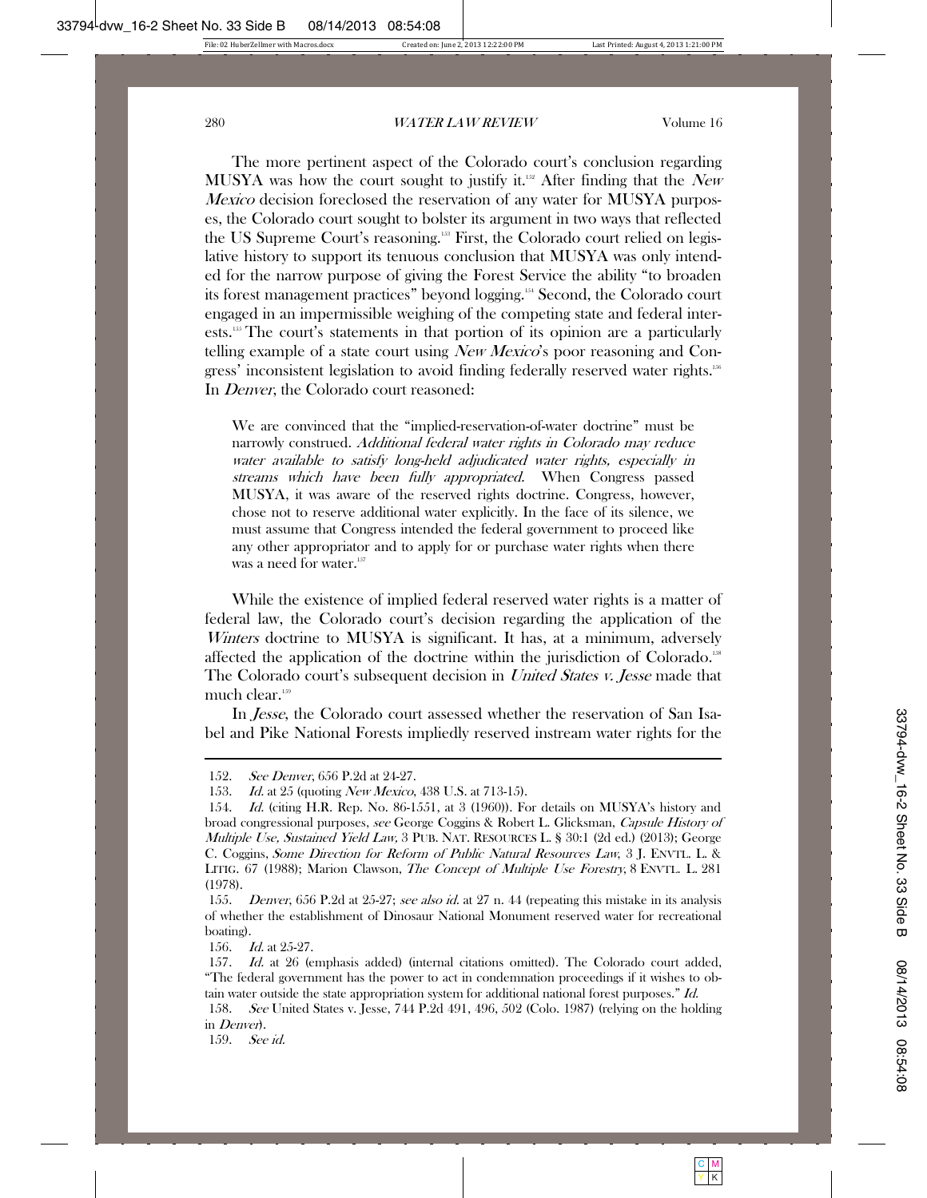The more pertinent aspect of the Colorado court's conclusion regarding MUSYA was how the court sought to justify it.[152] After finding that the *New Mexico* decision foreclosed the reservation of any water for MUSYA purposes, the Colorado court sought to bolster its argument in two ways that reflected the US Supreme Court's reasoning.[153] First, the Colorado court relied on legislative history to support its tenuous conclusion that MUSYA was only intended for the narrow purpose of giving the Forest Service the ability "to broaden its forest management practices" beyond logging.[154] Second, the Colorado court engaged in an impermissible weighing of the competing state and federal interests.[155] The court's statements in that portion of its opinion are a particularly telling example of a state court using *New Mexico*'s poor reasoning and Congress' inconsistent legislation to avoid finding federally reserved water rights.[156] In *Denver*, the Colorado court reasoned:

> We are convinced that the "implied-reservation-of-water doctrine" must be narrowly construed. *Additional federal water rights in Colorado may reduce water available to satisfy long-held adjudicated water rights, especially in streams which have been fully appropriated.* When Congress passed MUSYA, it was aware of the reserved rights doctrine. Congress, however, chose not to reserve additional water explicitly. In the face of its silence, we must assume that Congress intended the federal government to proceed like any other appropriator and to apply for or purchase water rights when there was a need for water.[157]

While the existence of implied federal reserved water rights is a matter of federal law, the Colorado court's decision regarding the application of the *Winters* doctrine to MUSYA is significant. It has, at a minimum, adversely affected the application of the doctrine within the jurisdiction of Colorado.[158] The Colorado court's subsequent decision in *United States v. Jesse* made that much clear.[159]

In *Jesse*, the Colorado court assessed whether the reservation of San Isabel and Pike National Forests impliedly reserved instream water rights for the

---

152. *See Denver*, 656 P.2d at 24-27.

153. *Id.* at 25 (quoting *New Mexico*, 438 U.S. at 713-15).

154. *Id.* (citing H.R. Rep. No. 86-1551, at 3 (1960)). For details on MUSYA's history and broad congressional purposes, *see* George Coggins & Robert L. Glicksman, *Capsule History of Multiple Use, Sustained Yield Law*, 3 PUB. NAT. RESOURCES L. § 30:1 (2d ed.) (2013); George C. Coggins, *Some Direction for Reform of Public Natural Resources Law*, 3 J. ENVTL. L. & LITIG. 67 (1988); Marion Clawson, *The Concept of Multiple Use Forestry*, 8 ENVTL. L. 281 (1978).

155. *Denver*, 656 P.2d at 25-27; *see also id.* at 27 n. 44 (repeating this mistake in its analysis of whether the establishment of Dinosaur National Monument reserved water for recreational boating).

156. *Id.* at 25-27.

157. *Id.* at 26 (emphasis added) (internal citations omitted). The Colorado court added, "The federal government has the power to act in condemnation proceedings if it wishes to obtain water outside the state appropriation system for additional national forest purposes." *Id.*

158. *See* United States v. Jesse, 744 P.2d 491, 496, 502 (Colo. 1987) (relying on the holding in *Denver*).

159. *See id.*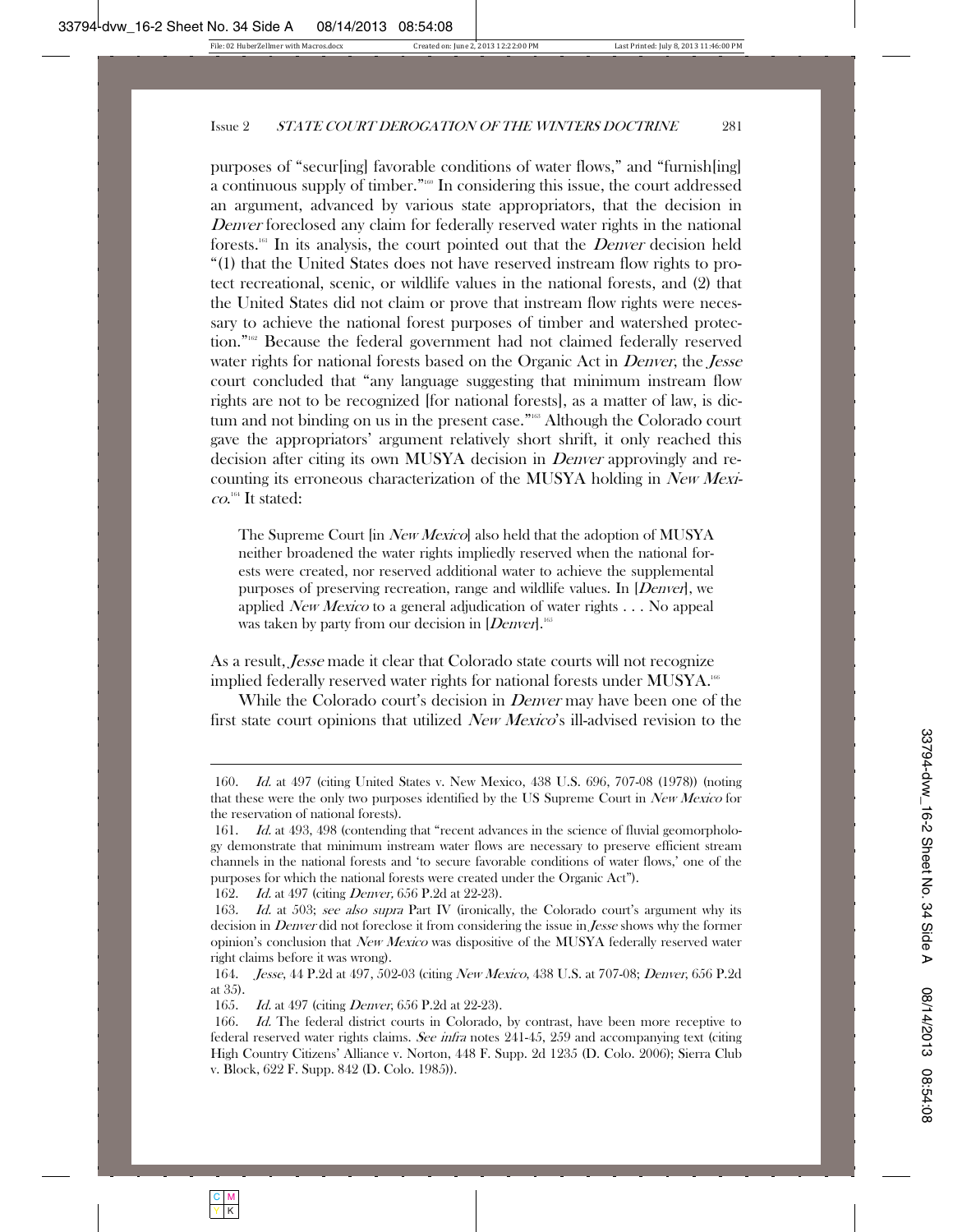purposes of "secur[ing] favorable conditions of water flows," and "furnish[ing] a continuous supply of timber."[160] In considering this issue, the court addressed an argument, advanced by various state appropriators, that the decision in *Denver* foreclosed any claim for federally reserved water rights in the national forests.[161] In its analysis, the court pointed out that the *Denver* decision held "(1) that the United States does not have reserved instream flow rights to protect recreational, scenic, or wildlife values in the national forests, and (2) that the United States did not claim or prove that instream flow rights were necessary to achieve the national forest purposes of timber and watershed protection."[162] Because the federal government had not claimed federally reserved water rights for national forests based on the Organic Act in *Denver*, the *Jesse* court concluded that "any language suggesting that minimum instream flow rights are not to be recognized [for national forests], as a matter of law, is dictum and not binding on us in the present case."[163] Although the Colorado court gave the appropriators' argument relatively short shrift, it only reached this decision after citing its own MUSYA decision in *Denver* approvingly and recounting its erroneous characterization of the MUSYA holding in *New Mexico*.[164] It stated:

> The Supreme Court [in *New Mexico*] also held that the adoption of MUSYA neither broadened the water rights impliedly reserved when the national forests were created, nor reserved additional water to achieve the supplemental purposes of preserving recreation, range and wildlife values. In [*Denver*], we applied *New Mexico* to a general adjudication of water rights . . . No appeal was taken by party from our decision in [*Denver*].[165]

As a result, *Jesse* made it clear that Colorado state courts will not recognize implied federally reserved water rights for national forests under MUSYA.[166]

While the Colorado court's decision in *Denver* may have been one of the first state court opinions that utilized *New Mexico*'s ill-advised revision to the

---

160. *Id.* at 497 (citing United States v. New Mexico, 438 U.S. 696, 707-08 (1978)) (noting that these were the only two purposes identified by the US Supreme Court in *New Mexico* for the reservation of national forests).

161. *Id.* at 493, 498 (contending that "recent advances in the science of fluvial geomorphology demonstrate that minimum instream water flows are necessary to preserve efficient stream channels in the national forests and 'to secure favorable conditions of water flows,' one of the purposes for which the national forests were created under the Organic Act").

162. *Id.* at 497 (citing *Denver,* 656 P.2d at 22-23).

163. *Id.* at 503; *see also supra* Part IV (ironically, the Colorado court's argument why its decision in *Denver* did not foreclose it from considering the issue in *Jesse* shows why the former opinion's conclusion that *New Mexico* was dispositive of the MUSYA federally reserved water right claims before it was wrong).

164. *Jesse*, 44 P.2d at 497, 502-03 (citing *New Mexico*, 438 U.S. at 707-08; *Denver*, 656 P.2d at 35).

165. *Id.* at 497 (citing *Denver*, 656 P.2d at 22-23).

166. *Id.* The federal district courts in Colorado, by contrast, have been more receptive to federal reserved water rights claims. *See infra* notes 241-45, 259 and accompanying text (citing High Country Citizens' Alliance v. Norton, 448 F. Supp. 2d 1235 (D. Colo. 2006); Sierra Club v. Block, 622 F. Supp. 842 (D. Colo. 1985)).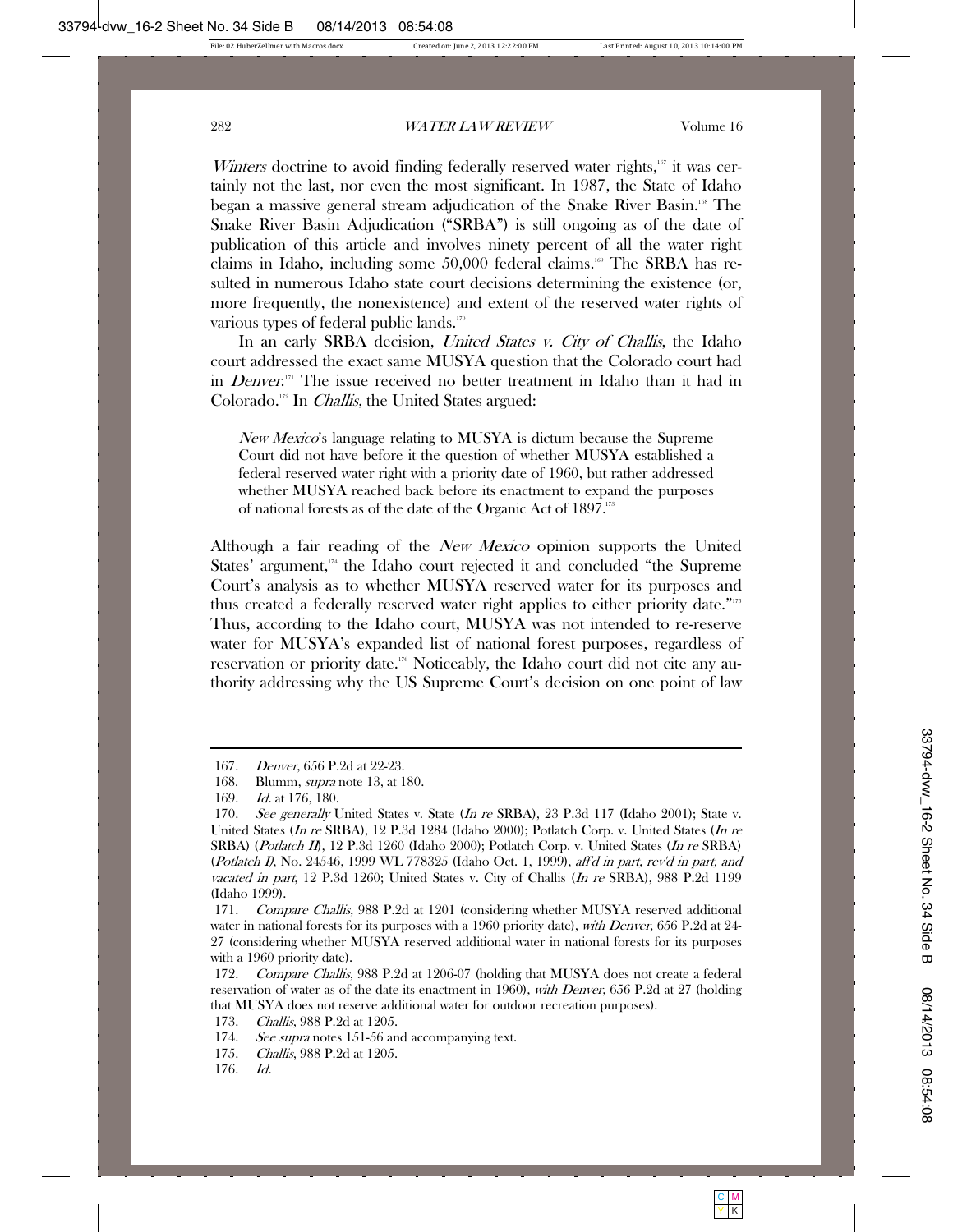*Winters* doctrine to avoid finding federally reserved water rights,[167] it was certainly not the last, nor even the most significant. In 1987, the State of Idaho began a massive general stream adjudication of the Snake River Basin.[168] The Snake River Basin Adjudication ("SRBA") is still ongoing as of the date of publication of this article and involves ninety percent of all the water right claims in Idaho, including some 50,000 federal claims.[169] The SRBA has resulted in numerous Idaho state court decisions determining the existence (or, more frequently, the nonexistence) and extent of the reserved water rights of various types of federal public lands.[170]

In an early SRBA decision, *United States v. City of Challis*, the Idaho court addressed the exact same MUSYA question that the Colorado court had in *Denver*.[171] The issue received no better treatment in Idaho than it had in Colorado.[172] In *Challis*, the United States argued:

> *New Mexico*'s language relating to MUSYA is dictum because the Supreme Court did not have before it the question of whether MUSYA established a federal reserved water right with a priority date of 1960, but rather addressed whether MUSYA reached back before its enactment to expand the purposes of national forests as of the date of the Organic Act of 1897.[173]

Although a fair reading of the *New Mexico* opinion supports the United States' argument,[174] the Idaho court rejected it and concluded "the Supreme Court's analysis as to whether MUSYA reserved water for its purposes and thus created a federally reserved water right applies to either priority date."[175] Thus, according to the Idaho court, MUSYA was not intended to re-reserve water for MUSYA's expanded list of national forest purposes, regardless of reservation or priority date.[176] Noticeably, the Idaho court did not cite any authority addressing why the US Supreme Court's decision on one point of law

---

167. *Denver*, 656 P.2d at 22-23.

168. Blumm, *supra* note 13, at 180.

169. *Id.* at 176, 180.

170. *See generally* United States v. State (*In re* SRBA), 23 P.3d 117 (Idaho 2001); State v. United States (*In re* SRBA), 12 P.3d 1284 (Idaho 2000); Potlatch Corp. v. United States (*In re* SRBA) (*Potlatch II*), 12 P.3d 1260 (Idaho 2000); Potlatch Corp. v. United States (*In re* SRBA) (*Potlatch I*), No. 24546, 1999 WL 778325 (Idaho Oct. 1, 1999), *aff'd in part, rev'd in part, and vacated in part*, 12 P.3d 1260; United States v. City of Challis (*In re* SRBA), 988 P.2d 1199 (Idaho 1999).

171. *Compare Challis*, 988 P.2d at 1201 (considering whether MUSYA reserved additional water in national forests for its purposes with a 1960 priority date), *with Denver*, 656 P.2d at 24-27 (considering whether MUSYA reserved additional water in national forests for its purposes with a 1960 priority date).

172. *Compare Challis*, 988 P.2d at 1206-07 (holding that MUSYA does not create a federal reservation of water as of the date its enactment in 1960), *with Denver*, 656 P.2d at 27 (holding that MUSYA does not reserve additional water for outdoor recreation purposes).

173. *Challis*, 988 P.2d at 1205.

174. *See supra* notes 151-56 and accompanying text.

175. *Challis*, 988 P.2d at 1205.

176. *Id.*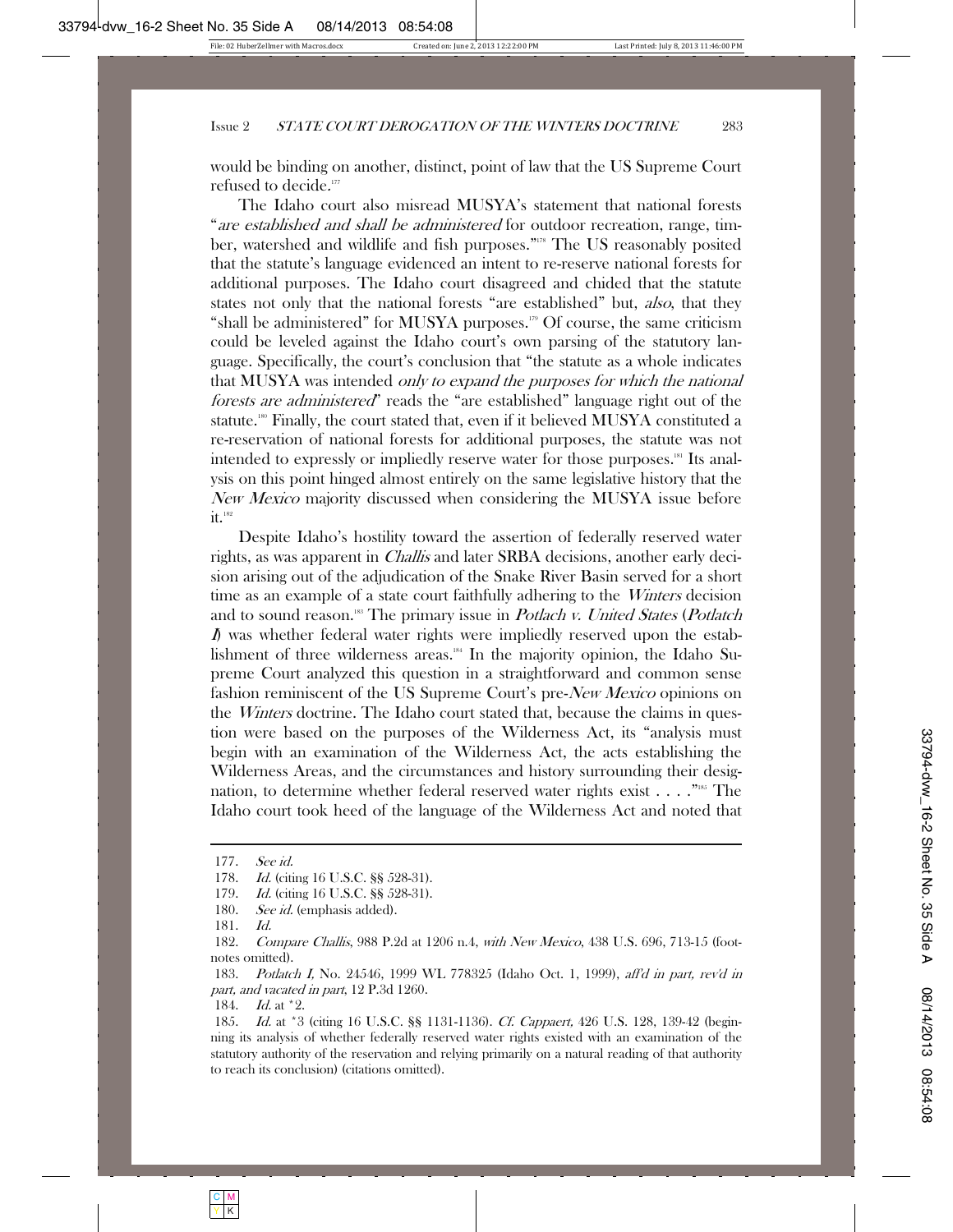would be binding on another, distinct, point of law that the US Supreme Court refused to decide.[177]

The Idaho court also misread MUSYA's statement that national forests "*are established and shall be administered* for outdoor recreation, range, timber, watershed and wildlife and fish purposes."[178] The US reasonably posited that the statute's language evidenced an intent to re-reserve national forests for additional purposes. The Idaho court disagreed and chided that the statute states not only that the national forests "are established" but, *also*, that they "shall be administered" for MUSYA purposes.[179] Of course, the same criticism could be leveled against the Idaho court's own parsing of the statutory language. Specifically, the court's conclusion that "the statute as a whole indicates that MUSYA was intended *only to expand the purposes for which the national forests are administered*" reads the "are established" language right out of the statute.[180] Finally, the court stated that, even if it believed MUSYA constituted a re-reservation of national forests for additional purposes, the statute was not intended to expressly or impliedly reserve water for those purposes.[181] Its analysis on this point hinged almost entirely on the same legislative history that the *New Mexico* majority discussed when considering the MUSYA issue before it.[182]

Despite Idaho's hostility toward the assertion of federally reserved water rights, as was apparent in *Challis* and later SRBA decisions, another early decision arising out of the adjudication of the Snake River Basin served for a short time as an example of a state court faithfully adhering to the *Winters* decision and to sound reason.[183] The primary issue in *Potlach v. United States* (*Potlatch I*) was whether federal water rights were impliedly reserved upon the establishment of three wilderness areas.[184] In the majority opinion, the Idaho Supreme Court analyzed this question in a straightforward and common sense fashion reminiscent of the US Supreme Court's pre-*New Mexico* opinions on the *Winters* doctrine. The Idaho court stated that, because the claims in question were based on the purposes of the Wilderness Act, its "analysis must begin with an examination of the Wilderness Act, the acts establishing the Wilderness Areas, and the circumstances and history surrounding their designation, to determine whether federal reserved water rights exist . . . ."[185] The Idaho court took heed of the language of the Wilderness Act and noted that

---

177. *See id.*

178. *Id.* (citing 16 U.S.C. §§ 528-31).

179. *Id.* (citing 16 U.S.C. §§ 528-31).

180. *See id.* (emphasis added).

181. *Id.*

182. *Compare Challis*, 988 P.2d at 1206 n.4, *with New Mexico*, 438 U.S. 696, 713-15 (footnotes omitted).

183. *Potlatch I*, No. 24546, 1999 WL 778325 (Idaho Oct. 1, 1999), *aff'd in part, rev'd in part, and vacated in part*, 12 P.3d 1260.

184. *Id.* at *2.

185. *Id.* at *3 (citing 16 U.S.C. §§ 1131-1136). *Cf. Cappaert*, 426 U.S. 128, 139-42 (beginning its analysis of whether federally reserved water rights existed with an examination of the statutory authority of the reservation and relying primarily on a natural reading of that authority to reach its conclusion) (citations omitted).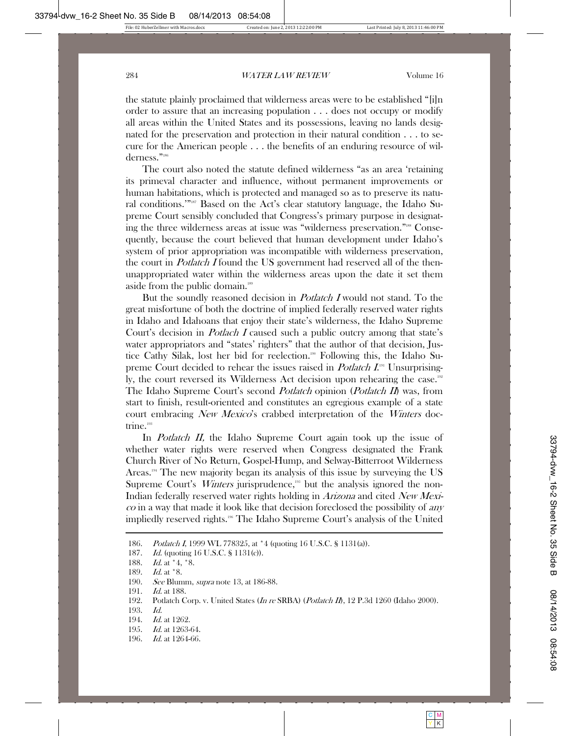the statute plainly proclaimed that wilderness areas were to be established "[i]n order to assure that an increasing population . . . does not occupy or modify all areas within the United States and its possessions, leaving no lands designated for the preservation and protection in their natural condition . . . to secure for the American people . . . the benefits of an enduring resource of wilderness."[186]

The court also noted the statute defined wilderness "as an area 'retaining its primeval character and influence, without permanent improvements or human habitations, which is protected and managed so as to preserve its natural conditions.'"[187] Based on the Act's clear statutory language, the Idaho Supreme Court sensibly concluded that Congress's primary purpose in designating the three wilderness areas at issue was "wilderness preservation."[188] Consequently, because the court believed that human development under Idaho's system of prior appropriation was incompatible with wilderness preservation, the court in *Potlatch I* found the US government had reserved all of the then-unappropriated water within the wilderness areas upon the date it set them aside from the public domain.[189]

But the soundly reasoned decision in *Potlatch I* would not stand. To the great misfortune of both the doctrine of implied federally reserved water rights in Idaho and Idahoans that enjoy their state's wilderness, the Idaho Supreme Court's decision in *Potlach I* caused such a public outcry among that state's water appropriators and "states' righters" that the author of that decision, Justice Cathy Silak, lost her bid for reelection.[190] Following this, the Idaho Supreme Court decided to rehear the issues raised in *Potlatch I*.[191] Unsurprisingly, the court reversed its Wilderness Act decision upon rehearing the case.[192] The Idaho Supreme Court's second *Potlatch* opinion (*Potlatch II*) was, from start to finish, result-oriented and constitutes an egregious example of a state court embracing *New Mexico*'s crabbed interpretation of the *Winters* doctrine.[193]

In *Potlatch II,* the Idaho Supreme Court again took up the issue of whether water rights were reserved when Congress designated the Frank Church River of No Return, Gospel-Hump, and Selway-Bitterroot Wilderness Areas.[194] The new majority began its analysis of this issue by surveying the US Supreme Court's *Winters* jurisprudence,[195] but the analysis ignored the non-Indian federally reserved water rights holding in *Arizona* and cited *New Mexico* in a way that made it look like that decision foreclosed the possibility of *any* impliedly reserved rights.[196] The Idaho Supreme Court's analysis of the United

---

186. *Potlatch I*, 1999 WL 778325, at *4 (quoting 16 U.S.C. § 1131(a)).
187. *Id.* (quoting 16 U.S.C. § 1131(c)).
188. *Id.* at *4, *8.
189. *Id.* at *8.
190. *See* Blumm, *supra* note 13, at 186-88.
191. *Id.* at 188.
192. Potlatch Corp. v. United States (*In re* SRBA) (*Potlatch II*), 12 P.3d 1260 (Idaho 2000).
193. *Id.*
194. *Id.* at 1262.
195. *Id.* at 1263-64.
196. *Id.* at 1264-66.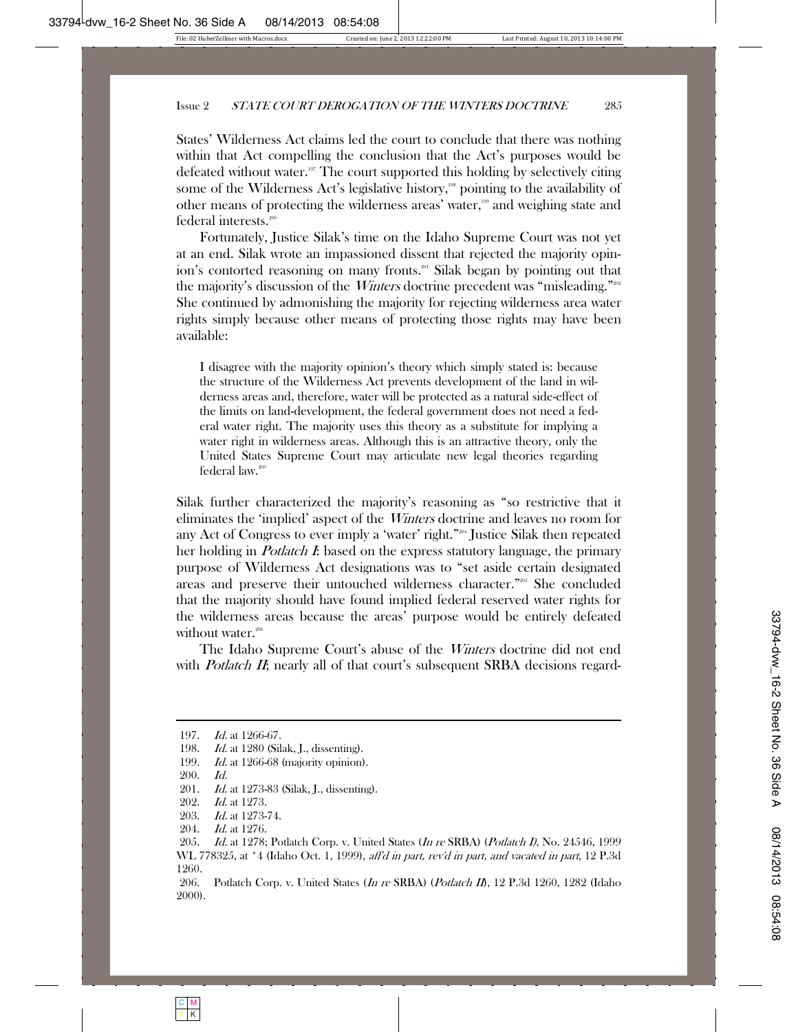States' Wilderness Act claims led the court to conclude that there was nothing within that Act compelling the conclusion that the Act's purposes would be defeated without water.[197] The court supported this holding by selectively citing some of the Wilderness Act's legislative history,[198] pointing to the availability of other means of protecting the wilderness areas' water,[199] and weighing state and federal interests.[200]

Fortunately, Justice Silak's time on the Idaho Supreme Court was not yet at an end. Silak wrote an impassioned dissent that rejected the majority opinion's contorted reasoning on many fronts.[201] Silak began by pointing out that the majority's discussion of the *Winters* doctrine precedent was "misleading."[202] She continued by admonishing the majority for rejecting wilderness area water rights simply because other means of protecting those rights may have been available:

> I disagree with the majority opinion's theory which simply stated is: because the structure of the Wilderness Act prevents development of the land in wilderness areas and, therefore, water will be protected as a natural side-effect of the limits on land-development, the federal government does not need a federal water right. The majority uses this theory as a substitute for implying a water right in wilderness areas. Although this is an attractive theory, only the United States Supreme Court may articulate new legal theories regarding federal law.[203]

Silak further characterized the majority's reasoning as "so restrictive that it eliminates the 'implied' aspect of the *Winters* doctrine and leaves no room for any Act of Congress to ever imply a 'water' right."[204] Justice Silak then repeated her holding in *Potlatch I*: based on the express statutory language, the primary purpose of Wilderness Act designations was to "set aside certain designated areas and preserve their untouched wilderness character."[205] She concluded that the majority should have found implied federal reserved water rights for the wilderness areas because the areas' purpose would be entirely defeated without water.[206]

The Idaho Supreme Court's abuse of the *Winters* doctrine did not end with *Potlatch II*; nearly all of that court's subsequent SRBA decisions regard-

---

197. *Id.* at 1266-67.

198. *Id.* at 1280 (Silak, J., dissenting).

199. *Id.* at 1266-68 (majority opinion).

200. *Id.*

201. *Id.* at 1273-83 (Silak, J., dissenting).

202. *Id.* at 1273.

203. *Id.* at 1273-74.

204. *Id.* at 1276.

205. *Id.* at 1278; Potlatch Corp. v. United States (*In re* SRBA) (*Potlatch I*), No. 24546, 1999 WL 778325, at *4 (Idaho Oct. 1, 1999), *aff'd in part, rev'd in part, and vacated in part*, 12 P.3d 1260.

206. Potlatch Corp. v. United States (*In re* SRBA) (*Potlatch II*), 12 P.3d 1260, 1282 (Idaho 2000).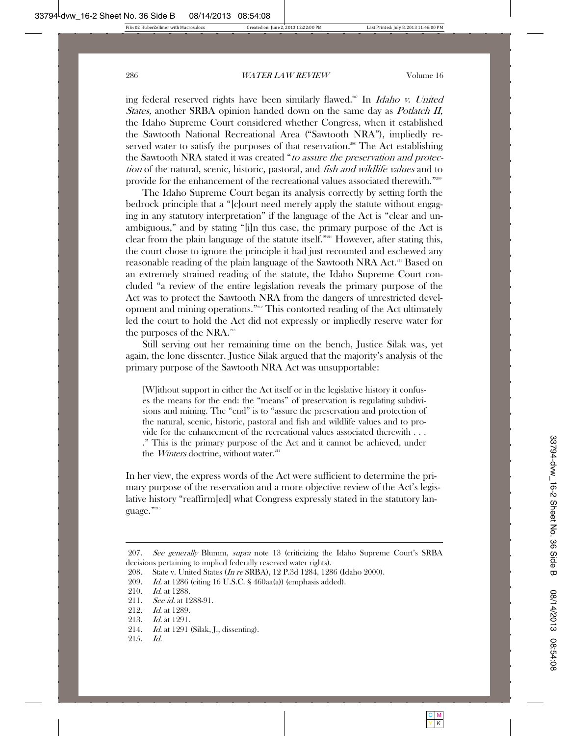ing federal reserved rights have been similarly flawed.[207] In *Idaho v. United States,* another SRBA opinion handed down on the same day as *Potlatch II*, the Idaho Supreme Court considered whether Congress, when it established the Sawtooth National Recreational Area ("Sawtooth NRA"), impliedly reserved water to satisfy the purposes of that reservation.[208] The Act establishing the Sawtooth NRA stated it was created "*to assure the preservation and protection* of the natural, scenic, historic, pastoral, and *fish and wildlife values* and to provide for the enhancement of the recreational values associated therewith."[209]

The Idaho Supreme Court began its analysis correctly by setting forth the bedrock principle that a "[c]ourt need merely apply the statute without engaging in any statutory interpretation" if the language of the Act is "clear and unambiguous," and by stating "[i]n this case, the primary purpose of the Act is clear from the plain language of the statute itself."[210] However, after stating this, the court chose to ignore the principle it had just recounted and eschewed any reasonable reading of the plain language of the Sawtooth NRA Act.[211] Based on an extremely strained reading of the statute, the Idaho Supreme Court concluded "a review of the entire legislation reveals the primary purpose of the Act was to protect the Sawtooth NRA from the dangers of unrestricted development and mining operations."[212] This contorted reading of the Act ultimately led the court to hold the Act did not expressly or impliedly reserve water for the purposes of the NRA.[213]

Still serving out her remaining time on the bench, Justice Silak was, yet again, the lone dissenter. Justice Silak argued that the majority's analysis of the primary purpose of the Sawtooth NRA Act was unsupportable:

> [W]ithout support in either the Act itself or in the legislative history it confuses the means for the end: the "means" of preservation is regulating subdivisions and mining. The "end" is to "assure the preservation and protection of the natural, scenic, historic, pastoral and fish and wildlife values and to provide for the enhancement of the recreational values associated therewith . . . ." This is the primary purpose of the Act and it cannot be achieved, under the *Winters* doctrine, without water.[214]

In her view, the express words of the Act were sufficient to determine the primary purpose of the reservation and a more objective review of the Act's legislative history "reaffirm[ed] what Congress expressly stated in the statutory language."[215]

---

207. *See generally* Blumm, *supra* note 13 (criticizing the Idaho Supreme Court's SRBA decisions pertaining to implied federally reserved water rights).

208. State v. United States (*In re* SRBA), 12 P.3d 1284, 1286 (Idaho 2000).

209. *Id.* at 1286 (citing 16 U.S.C. § 460aa(a)) (emphasis added).

210. *Id.* at 1288.

211. *See id.* at 1288-91.

212. *Id.* at 1289.

213. *Id.* at 1291.

214. *Id.* at 1291 (Silak, J., dissenting).

215. *Id.*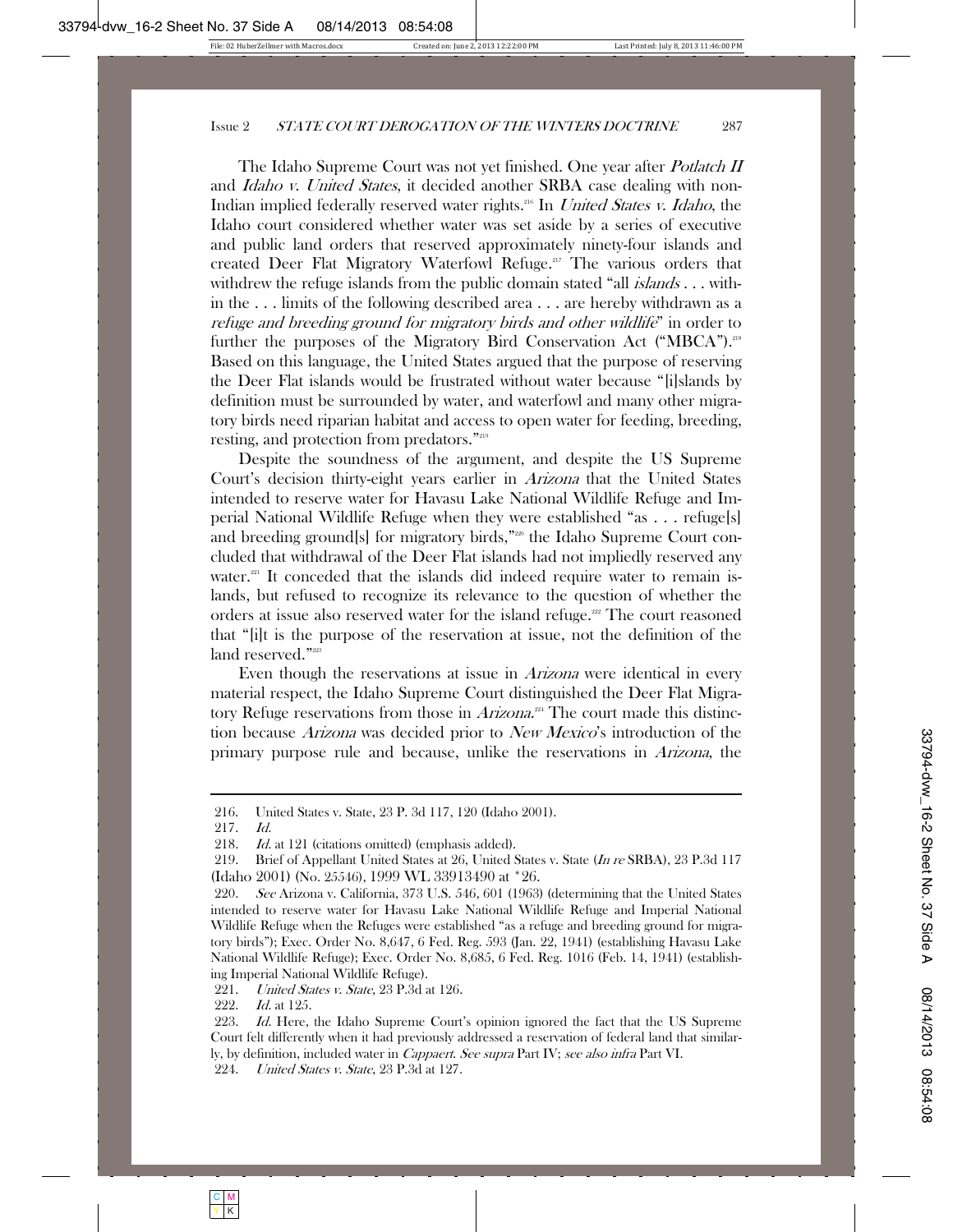The Idaho Supreme Court was not yet finished. One year after *Potlatch II* and *Idaho v. United States*, it decided another SRBA case dealing with non-Indian implied federally reserved water rights.[216] In *United States v. Idaho*, the Idaho court considered whether water was set aside by a series of executive and public land orders that reserved approximately ninety-four islands and created Deer Flat Migratory Waterfowl Refuge.[217] The various orders that withdrew the refuge islands from the public domain stated "all *islands* . . . within the . . . limits of the following described area . . . are hereby withdrawn as a *refuge and breeding ground for migratory birds and other wildlife*" in order to further the purposes of the Migratory Bird Conservation Act ("MBCA").[218] Based on this language, the United States argued that the purpose of reserving the Deer Flat islands would be frustrated without water because "[i]slands by definition must be surrounded by water, and waterfowl and many other migratory birds need riparian habitat and access to open water for feeding, breeding, resting, and protection from predators."[219]

Despite the soundness of the argument, and despite the US Supreme Court's decision thirty-eight years earlier in *Arizona* that the United States intended to reserve water for Havasu Lake National Wildlife Refuge and Imperial National Wildlife Refuge when they were established "as . . . refuge[s] and breeding ground[s] for migratory birds,"[220] the Idaho Supreme Court concluded that withdrawal of the Deer Flat islands had not impliedly reserved any water.[221] It conceded that the islands did indeed require water to remain islands, but refused to recognize its relevance to the question of whether the orders at issue also reserved water for the island refuge.[222] The court reasoned that "[i]t is the purpose of the reservation at issue, not the definition of the land reserved."[223]

Even though the reservations at issue in *Arizona* were identical in every material respect, the Idaho Supreme Court distinguished the Deer Flat Migratory Refuge reservations from those in *Arizona*.[224] The court made this distinction because *Arizona* was decided prior to *New Mexico*'s introduction of the primary purpose rule and because, unlike the reservations in *Arizona*, the

---

216. United States v. State, 23 P. 3d 117, 120 (Idaho 2001).

217. *Id.*

218. *Id.* at 121 (citations omitted) (emphasis added).

219. Brief of Appellant United States at 26, United States v. State (*In re* SRBA), 23 P.3d 117 (Idaho 2001) (No. 25546), 1999 WL 33913490 at *26.

220. *See* Arizona v. California, 373 U.S. 546, 601 (1963) (determining that the United States intended to reserve water for Havasu Lake National Wildlife Refuge and Imperial National Wildlife Refuge when the Refuges were established "as a refuge and breeding ground for migratory birds"); Exec. Order No. 8,647, 6 Fed. Reg. 593 (Jan. 22, 1941) (establishing Havasu Lake National Wildlife Refuge); Exec. Order No. 8,685, 6 Fed. Reg. 1016 (Feb. 14, 1941) (establishing Imperial National Wildlife Refuge).

221. *United States v. State*, 23 P.3d at 126.

222. *Id.* at 125.

223. *Id.* Here, the Idaho Supreme Court's opinion ignored the fact that the US Supreme Court felt differently when it had previously addressed a reservation of federal land that similarly, by definition, included water in *Cappaert*. *See supra* Part IV; *see also infra* Part VI.

224. *United States v. State*, 23 P.3d at 127.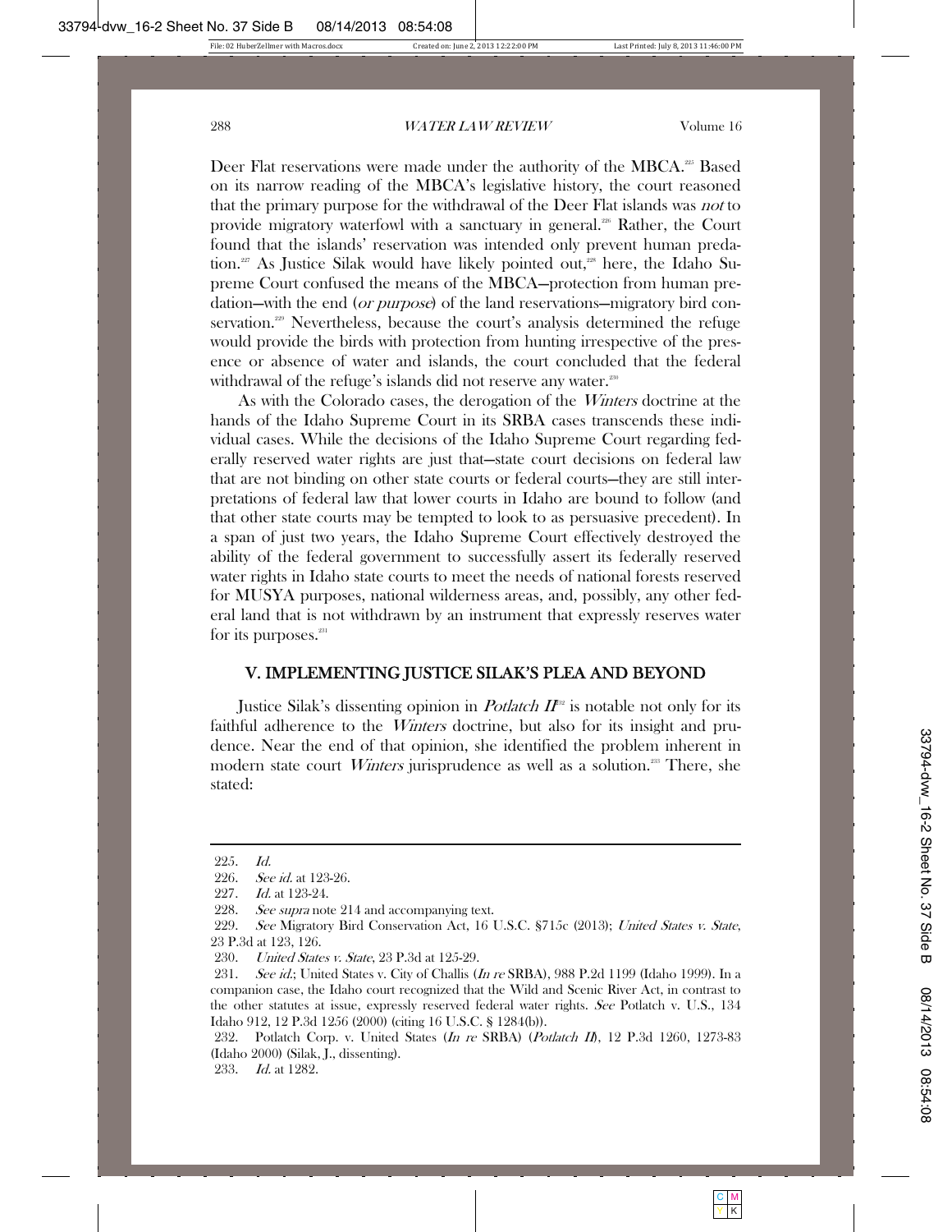Deer Flat reservations were made under the authority of the MBCA.[225] Based on its narrow reading of the MBCA's legislative history, the court reasoned that the primary purpose for the withdrawal of the Deer Flat islands was *not* to provide migratory waterfowl with a sanctuary in general.[226] Rather, the Court found that the islands' reservation was intended only prevent human predation.[227] As Justice Silak would have likely pointed out,[228] here, the Idaho Supreme Court confused the means of the MBCA—protection from human predation—with the end (*or purpose*) of the land reservations—migratory bird conservation.[229] Nevertheless, because the court's analysis determined the refuge would provide the birds with protection from hunting irrespective of the presence or absence of water and islands, the court concluded that the federal withdrawal of the refuge's islands did not reserve any water.[230]

As with the Colorado cases, the derogation of the *Winters* doctrine at the hands of the Idaho Supreme Court in its SRBA cases transcends these individual cases. While the decisions of the Idaho Supreme Court regarding federally reserved water rights are just that—state court decisions on federal law that are not binding on other state courts or federal courts—they are still interpretations of federal law that lower courts in Idaho are bound to follow (and that other state courts may be tempted to look to as persuasive precedent). In a span of just two years, the Idaho Supreme Court effectively destroyed the ability of the federal government to successfully assert its federally reserved water rights in Idaho state courts to meet the needs of national forests reserved for MUSYA purposes, national wilderness areas, and, possibly, any other federal land that is not withdrawn by an instrument that expressly reserves water for its purposes.[231]

## V. IMPLEMENTING JUSTICE SILAK'S PLEA AND BEYOND

Justice Silak's dissenting opinion in *Potlatch II*[232] is notable not only for its faithful adherence to the *Winters* doctrine, but also for its insight and prudence. Near the end of that opinion, she identified the problem inherent in modern state court *Winters* jurisprudence as well as a solution.[233] There, she stated:

---

225. *Id.*

226. *See id.* at 123-26.

227. *Id.* at 123-24.

228. *See supra* note 214 and accompanying text.

229. *See* Migratory Bird Conservation Act, 16 U.S.C. §715c (2013); *United States v. State*, 23 P.3d at 123, 126.

230. *United States v. State*, 23 P.3d at 125-29.

231. *See id.*; United States v. City of Challis (*In re* SRBA), 988 P.2d 1199 (Idaho 1999). In a companion case, the Idaho court recognized that the Wild and Scenic River Act, in contrast to the other statutes at issue, expressly reserved federal water rights. *See* Potlatch v. U.S., 134 Idaho 912, 12 P.3d 1256 (2000) (citing 16 U.S.C. § 1284(b)).

232. Potlatch Corp. v. United States (*In re* SRBA) (*Potlatch II*), 12 P.3d 1260, 1273-83 (Idaho 2000) (Silak, J., dissenting).

233. *Id.* at 1282.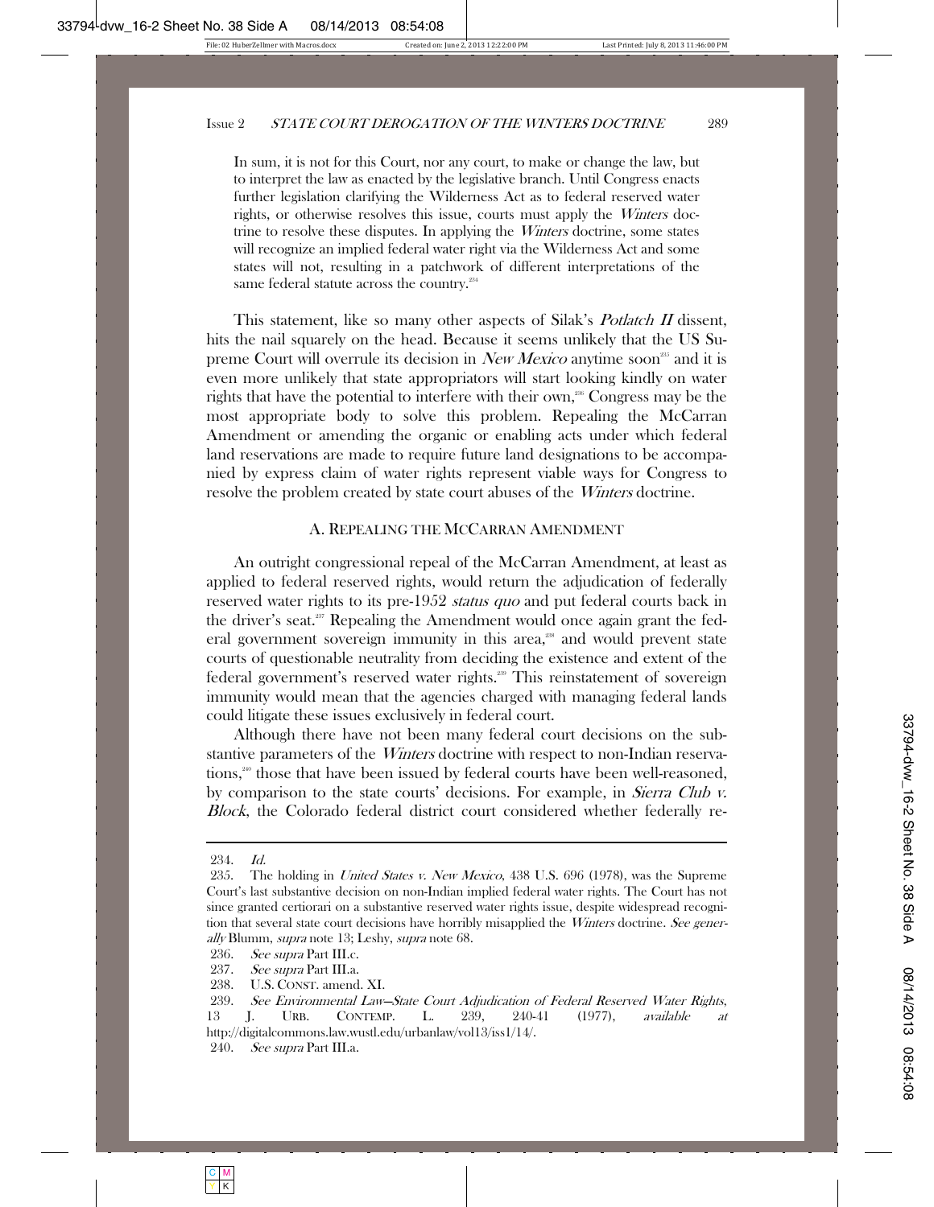In sum, it is not for this Court, nor any court, to make or change the law, but to interpret the law as enacted by the legislative branch. Until Congress enacts further legislation clarifying the Wilderness Act as to federal reserved water rights, or otherwise resolves this issue, courts must apply the *Winters* doctrine to resolve these disputes. In applying the *Winters* doctrine, some states will recognize an implied federal water right via the Wilderness Act and some states will not, resulting in a patchwork of different interpretations of the same federal statute across the country.[234]

This statement, like so many other aspects of Silak's *Potlatch II* dissent, hits the nail squarely on the head. Because it seems unlikely that the US Supreme Court will overrule its decision in *New Mexico* anytime soon[235] and it is even more unlikely that state appropriators will start looking kindly on water rights that have the potential to interfere with their own,[236] Congress may be the most appropriate body to solve this problem. Repealing the McCarran Amendment or amending the organic or enabling acts under which federal land reservations are made to require future land designations to be accompanied by express claim of water rights represent viable ways for Congress to resolve the problem created by state court abuses of the *Winters* doctrine.

### A. Repealing the McCarran Amendment

An outright congressional repeal of the McCarran Amendment, at least as applied to federal reserved rights, would return the adjudication of federally reserved water rights to its pre-1952 *status quo* and put federal courts back in the driver's seat.[237] Repealing the Amendment would once again grant the federal government sovereign immunity in this area,[238] and would prevent state courts of questionable neutrality from deciding the existence and extent of the federal government's reserved water rights.[239] This reinstatement of sovereign immunity would mean that the agencies charged with managing federal lands could litigate these issues exclusively in federal court.

Although there have not been many federal court decisions on the substantive parameters of the *Winters* doctrine with respect to non-Indian reservations,[240] those that have been issued by federal courts have been well-reasoned, by comparison to the state courts' decisions. For example, in *Sierra Club v. Block*, the Colorado federal district court considered whether federally re-

---

234. *Id.*

235. The holding in *United States v. New Mexico*, 438 U.S. 696 (1978), was the Supreme Court's last substantive decision on non-Indian implied federal water rights. The Court has not since granted certiorari on a substantive reserved water rights issue, despite widespread recognition that several state court decisions have horribly misapplied the *Winters* doctrine. *See generally* Blumm, *supra* note 13; Leshy, *supra* note 68.

236. *See supra* Part III.c.

237. *See supra* Part III.a.

238. U.S. CONST. amend. XI.

239. *See Environmental Law—State Court Adjudication of Federal Reserved Water Rights*, 13 J. URB. CONTEMP. L. 239, 240-41 (1977), *available at* http://digitalcommons.law.wustl.edu/urbanlaw/vol13/iss1/14/.

240. *See supra* Part III.a.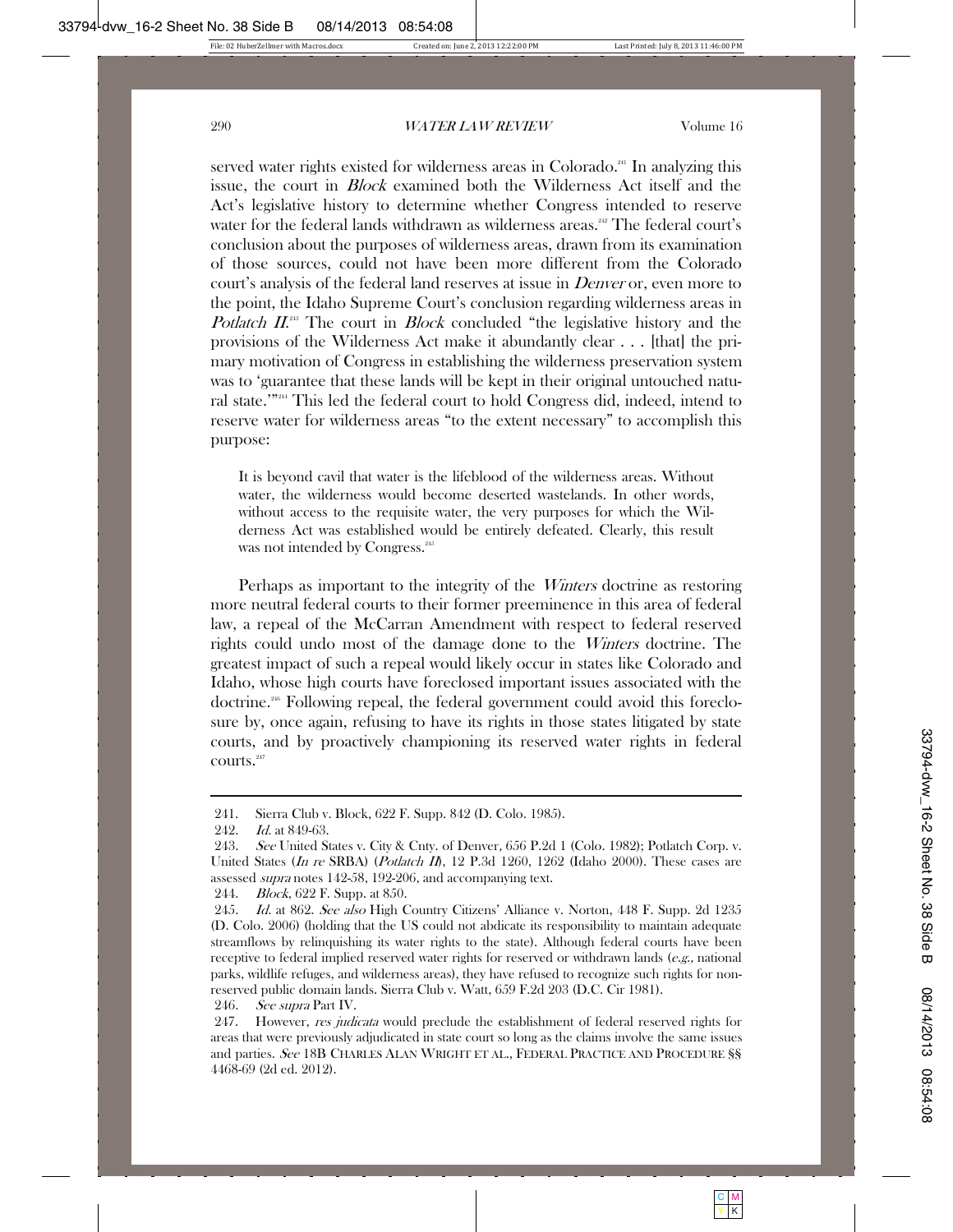served water rights existed for wilderness areas in Colorado.[241] In analyzing this issue, the court in *Block* examined both the Wilderness Act itself and the Act's legislative history to determine whether Congress intended to reserve water for the federal lands withdrawn as wilderness areas.[242] The federal court's conclusion about the purposes of wilderness areas, drawn from its examination of those sources, could not have been more different from the Colorado court's analysis of the federal land reserves at issue in *Denver* or, even more to the point, the Idaho Supreme Court's conclusion regarding wilderness areas in *Potlatch II*.[243] The court in *Block* concluded "the legislative history and the provisions of the Wilderness Act make it abundantly clear . . . [that] the primary motivation of Congress in establishing the wilderness preservation system was to 'guarantee that these lands will be kept in their original untouched natural state.'"[244] This led the federal court to hold Congress did, indeed, intend to reserve water for wilderness areas "to the extent necessary" to accomplish this purpose:

> It is beyond cavil that water is the lifeblood of the wilderness areas. Without water, the wilderness would become deserted wastelands. In other words, without access to the requisite water, the very purposes for which the Wilderness Act was established would be entirely defeated. Clearly, this result was not intended by Congress.[245]

Perhaps as important to the integrity of the *Winters* doctrine as restoring more neutral federal courts to their former preeminence in this area of federal law, a repeal of the McCarran Amendment with respect to federal reserved rights could undo most of the damage done to the *Winters* doctrine. The greatest impact of such a repeal would likely occur in states like Colorado and Idaho, whose high courts have foreclosed important issues associated with the doctrine.[246] Following repeal, the federal government could avoid this foreclosure by, once again, refusing to have its rights in those states litigated by state courts, and by proactively championing its reserved water rights in federal courts.[247]

---

241. Sierra Club v. Block, 622 F. Supp. 842 (D. Colo. 1985).

242. *Id.* at 849-63.

243. *See* United States v. City & Cnty. of Denver, 656 P.2d 1 (Colo. 1982); Potlatch Corp. v. United States (*In re* SRBA) (*Potlatch II*), 12 P.3d 1260, 1262 (Idaho 2000). These cases are assessed *supra* notes 142-58, 192-206, and accompanying text.

244. *Block*, 622 F. Supp. at 850.

245. *Id.* at 862. *See also* High Country Citizens' Alliance v. Norton, 448 F. Supp. 2d 1235 (D. Colo. 2006) (holding that the US could not abdicate its responsibility to maintain adequate streamflows by relinquishing its water rights to the state). Although federal courts have been receptive to federal implied reserved water rights for reserved or withdrawn lands (*e.g.,* national parks, wildlife refuges, and wilderness areas), they have refused to recognize such rights for non-reserved public domain lands. Sierra Club v. Watt, 659 F.2d 203 (D.C. Cir 1981).

246. *See supra* Part IV.

247. However, *res judicata* would preclude the establishment of federal reserved rights for areas that were previously adjudicated in state court so long as the claims involve the same issues and parties. *See* 18B CHARLES ALAN WRIGHT ET AL., FEDERAL PRACTICE AND PROCEDURE §§ 4468-69 (2d ed. 2012).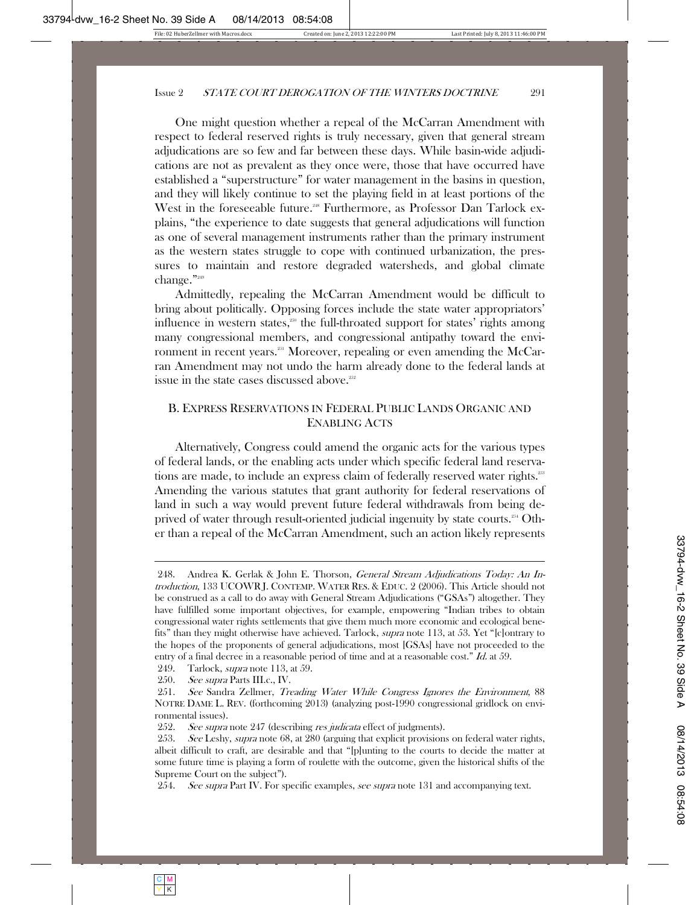One might question whether a repeal of the McCarran Amendment with respect to federal reserved rights is truly necessary, given that general stream adjudications are so few and far between these days. While basin-wide adjudications are not as prevalent as they once were, those that have occurred have established a "superstructure" for water management in the basins in question, and they will likely continue to set the playing field in at least portions of the West in the foreseeable future.[248] Furthermore, as Professor Dan Tarlock explains, "the experience to date suggests that general adjudications will function as one of several management instruments rather than the primary instrument as the western states struggle to cope with continued urbanization, the pressures to maintain and restore degraded watersheds, and global climate change."[249]

Admittedly, repealing the McCarran Amendment would be difficult to bring about politically. Opposing forces include the state water appropriators' influence in western states,[250] the full-throated support for states' rights among many congressional members, and congressional antipathy toward the environment in recent years.[251] Moreover, repealing or even amending the McCarran Amendment may not undo the harm already done to the federal lands at issue in the state cases discussed above.[252]

## B. EXPRESS RESERVATIONS IN FEDERAL PUBLIC LANDS ORGANIC AND ENABLING ACTS

Alternatively, Congress could amend the organic acts for the various types of federal lands, or the enabling acts under which specific federal land reservations are made, to include an express claim of federally reserved water rights.[253] Amending the various statutes that grant authority for federal reservations of land in such a way would prevent future federal withdrawals from being deprived of water through result-oriented judicial ingenuity by state courts.[254] Other than a repeal of the McCarran Amendment, such an action likely represents

---

248. Andrea K. Gerlak & John E. Thorson, *General Stream Adjudications Today: An Introduction*, 133 UCOWR J. CONTEMP. WATER RES. & EDUC. 2 (2006). This Article should not be construed as a call to do away with General Stream Adjudications ("GSAs") altogether. They have fulfilled some important objectives, for example, empowering "Indian tribes to obtain congressional water rights settlements that give them much more economic and ecological benefits" than they might otherwise have achieved. Tarlock, *supra* note 113, at 53. Yet "[c]ontrary to the hopes of the proponents of general adjudications, most [GSAs] have not proceeded to the entry of a final decree in a reasonable period of time and at a reasonable cost." *Id.* at 59.

249. Tarlock, *supra* note 113, at 59.

250. *See supra* Parts III.c., IV.

251. *See* Sandra Zellmer, *Treading Water While Congress Ignores the Environment*, 88 NOTRE DAME L. REV. (forthcoming 2013) (analyzing post-1990 congressional gridlock on environmental issues).

252. *See supra* note 247 (describing *res judicata* effect of judgments).

253. *See* Leshy, *supra* note 68, at 280 (arguing that explicit provisions on federal water rights, albeit difficult to craft, are desirable and that "[p]unting to the courts to decide the matter at some future time is playing a form of roulette with the outcome, given the historical shifts of the Supreme Court on the subject").

254. *See supra* Part IV. For specific examples, *see supra* note 131 and accompanying text.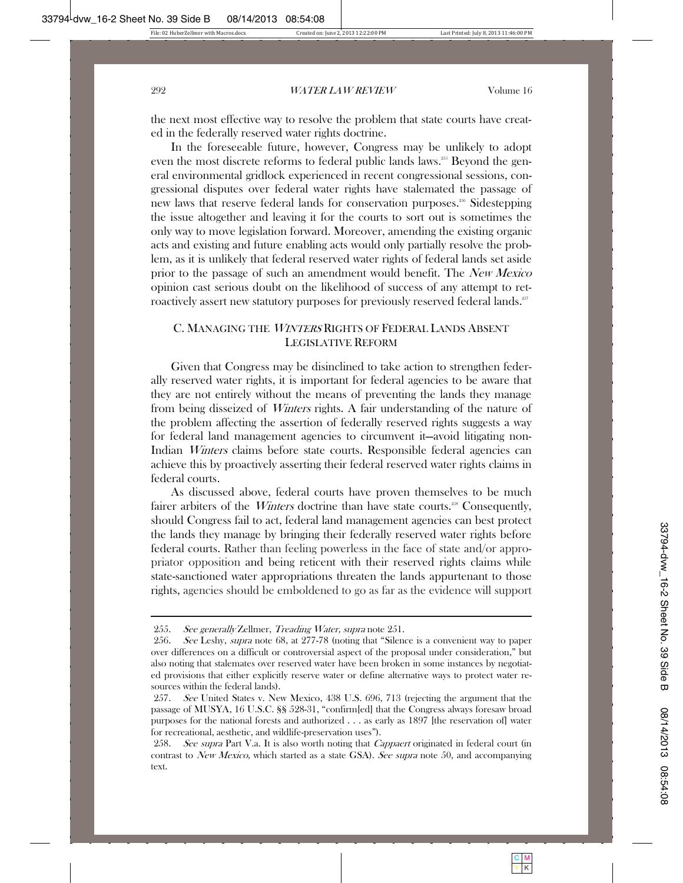the next most effective way to resolve the problem that state courts have created in the federally reserved water rights doctrine.

In the foreseeable future, however, Congress may be unlikely to adopt even the most discrete reforms to federal public lands laws.[255] Beyond the general environmental gridlock experienced in recent congressional sessions, congressional disputes over federal water rights have stalemated the passage of new laws that reserve federal lands for conservation purposes.[256] Sidestepping the issue altogether and leaving it for the courts to sort out is sometimes the only way to move legislation forward. Moreover, amending the existing organic acts and existing and future enabling acts would only partially resolve the problem, as it is unlikely that federal reserved water rights of federal lands set aside prior to the passage of such an amendment would benefit. The *New Mexico* opinion cast serious doubt on the likelihood of success of any attempt to retroactively assert new statutory purposes for previously reserved federal lands.[257]

### C. MANAGING THE *WINTERS* RIGHTS OF FEDERAL LANDS ABSENT LEGISLATIVE REFORM

Given that Congress may be disinclined to take action to strengthen federally reserved water rights, it is important for federal agencies to be aware that they are not entirely without the means of preventing the lands they manage from being disseized of *Winters* rights. A fair understanding of the nature of the problem affecting the assertion of federally reserved rights suggests a way for federal land management agencies to circumvent it—avoid litigating non-Indian *Winters* claims before state courts. Responsible federal agencies can achieve this by proactively asserting their federal reserved water rights claims in federal courts.

As discussed above, federal courts have proven themselves to be much fairer arbiters of the *Winters* doctrine than have state courts.[258] Consequently, should Congress fail to act, federal land management agencies can best protect the lands they manage by bringing their federally reserved water rights before federal courts. Rather than feeling powerless in the face of state and/or appropriator opposition and being reticent with their reserved rights claims while state-sanctioned water appropriations threaten the lands appurtenant to those rights, agencies should be emboldened to go as far as the evidence will support

---

255. *See generally* Zellmer, *Treading Water, supra* note 251.

256. *See* Leshy, *supra* note 68, at 277-78 (noting that "Silence is a convenient way to paper over differences on a difficult or controversial aspect of the proposal under consideration," but also noting that stalemates over reserved water have been broken in some instances by negotiated provisions that either explicitly reserve water or define alternative ways to protect water resources within the federal lands).

257. *See* United States v. New Mexico, 438 U.S. 696, 713 (rejecting the argument that the passage of MUSYA, 16 U.S.C. §§ 528-31, "confirm[ed] that the Congress always foresaw broad purposes for the national forests and authorized . . . as early as 1897 [the reservation of] water for recreational, aesthetic, and wildlife-preservation uses").

258. *See supra* Part V.a. It is also worth noting that *Cappaert* originated in federal court (in contrast to *New Mexico,* which started as a state GSA). *See supra* note 50, and accompanying text.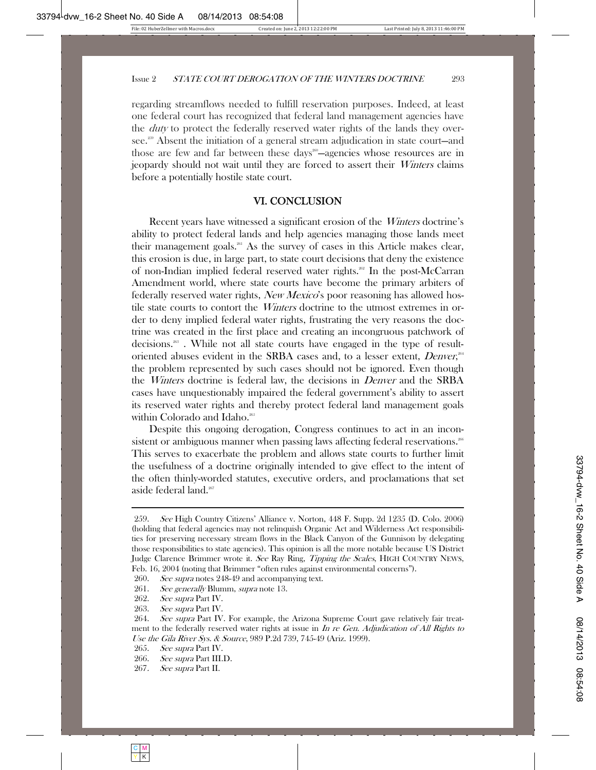regarding streamflows needed to fulfill reservation purposes. Indeed, at least one federal court has recognized that federal land management agencies have the *duty* to protect the federally reserved water rights of the lands they oversee.[259] Absent the initiation of a general stream adjudication in state court—and those are few and far between these days[260]—agencies whose resources are in jeopardy should not wait until they are forced to assert their *Winters* claims before a potentially hostile state court.

## VI. CONCLUSION

Recent years have witnessed a significant erosion of the *Winters* doctrine's ability to protect federal lands and help agencies managing those lands meet their management goals.[261] As the survey of cases in this Article makes clear, this erosion is due, in large part, to state court decisions that deny the existence of non-Indian implied federal reserved water rights.[262] In the post-McCarran Amendment world, where state courts have become the primary arbiters of federally reserved water rights, *New Mexico*'s poor reasoning has allowed hostile state courts to contort the *Winters* doctrine to the utmost extremes in order to deny implied federal water rights, frustrating the very reasons the doctrine was created in the first place and creating an incongruous patchwork of decisions.[263] . While not all state courts have engaged in the type of result-oriented abuses evident in the SRBA cases and, to a lesser extent, *Denver*,[264] the problem represented by such cases should not be ignored. Even though the *Winters* doctrine is federal law, the decisions in *Denver* and the SRBA cases have unquestionably impaired the federal government's ability to assert its reserved water rights and thereby protect federal land management goals within Colorado and Idaho.[265]

Despite this ongoing derogation, Congress continues to act in an inconsistent or ambiguous manner when passing laws affecting federal reservations.[266] This serves to exacerbate the problem and allows state courts to further limit the usefulness of a doctrine originally intended to give effect to the intent of the often thinly-worded statutes, executive orders, and proclamations that set aside federal land.[267]

---

259. *See* High Country Citizens' Alliance v. Norton, 448 F. Supp. 2d 1235 (D. Colo. 2006) (holding that federal agencies may not relinquish Organic Act and Wilderness Act responsibilities for preserving necessary stream flows in the Black Canyon of the Gunnison by delegating those responsibilities to state agencies). This opinion is all the more notable because US District Judge Clarence Brimmer wrote it. *See* Ray Ring, *Tipping the Scales*, HIGH COUNTRY NEWS, Feb. 16, 2004 (noting that Brimmer "often rules against environmental concerns").

260. *See supra* notes 248-49 and accompanying text.

261. *See generally* Blumm, *supra* note 13.

262. *See supra* Part IV.

263. *See supra* Part IV.

264. *See supra* Part IV. For example, the Arizona Supreme Court gave relatively fair treatment to the federally reserved water rights at issue in *In re Gen. Adjudication of All Rights to Use the Gila River Sys. & Source*, 989 P.2d 739, 745-49 (Ariz. 1999).

265. *See supra* Part IV.

266. *See supra* Part III.D.

267. *See supra* Part II.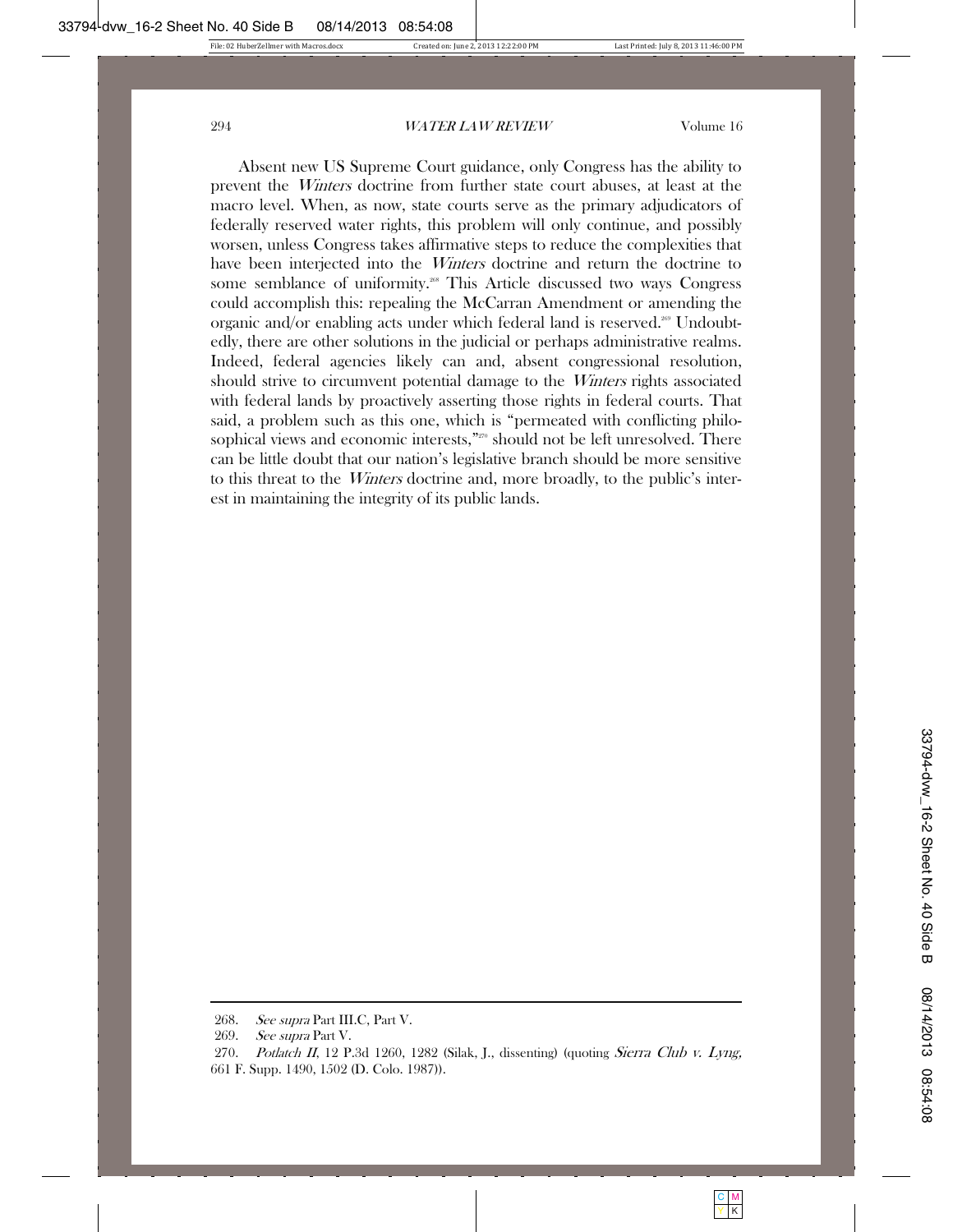Absent new US Supreme Court guidance, only Congress has the ability to prevent the *Winters* doctrine from further state court abuses, at least at the macro level. When, as now, state courts serve as the primary adjudicators of federally reserved water rights, this problem will only continue, and possibly worsen, unless Congress takes affirmative steps to reduce the complexities that have been interjected into the *Winters* doctrine and return the doctrine to some semblance of uniformity.[268] This Article discussed two ways Congress could accomplish this: repealing the McCarran Amendment or amending the organic and/or enabling acts under which federal land is reserved.[269] Undoubtedly, there are other solutions in the judicial or perhaps administrative realms. Indeed, federal agencies likely can and, absent congressional resolution, should strive to circumvent potential damage to the *Winters* rights associated with federal lands by proactively asserting those rights in federal courts. That said, a problem such as this one, which is "permeated with conflicting philosophical views and economic interests,"[270] should not be left unresolved. There can be little doubt that our nation's legislative branch should be more sensitive to this threat to the *Winters* doctrine and, more broadly, to the public's interest in maintaining the integrity of its public lands.

---

268. *See supra* Part III.C, Part V.

269. *See supra* Part V.

270. *Potlatch II*, 12 P.3d 1260, 1282 (Silak, J., dissenting) (quoting *Sierra Club v. Lyng*, 661 F. Supp. 1490, 1502 (D. Colo. 1987)).